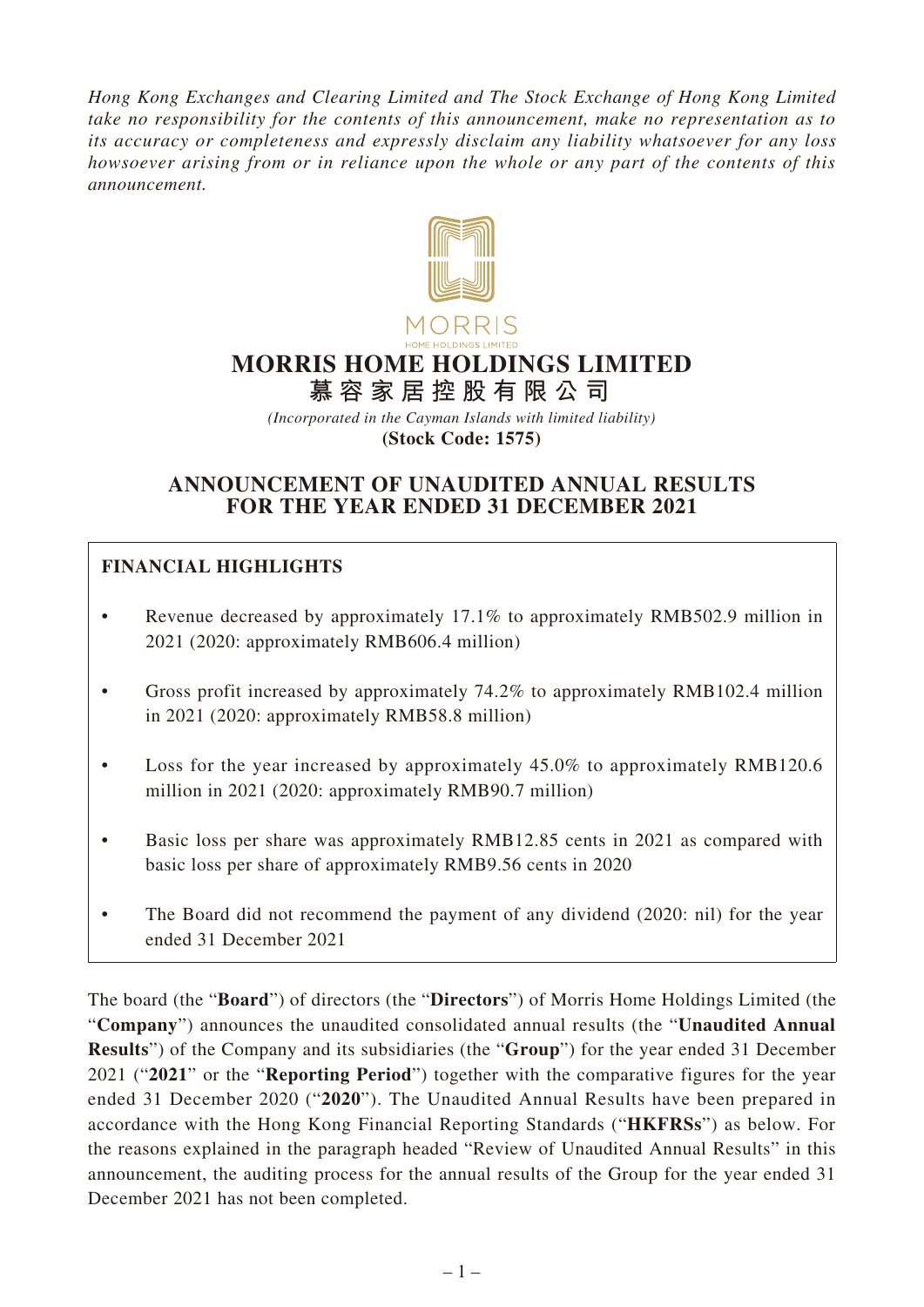*Hong Kong Exchanges and Clearing Limited and The Stock Exchange of Hong Kong Limited take no responsibility for the contents of this announcement, make no representation as to its accuracy or completeness and expressly disclaim any liability whatsoever for any loss howsoever arising from or in reliance upon the whole or any part of the contents of this announcement.*

MORRIS
HOME HOLDINGS LIMITED

# MORRIS HOME HOLDINGS LIMITED
# 慕容家居控股有限公司

*(Incorporated in the Cayman Islands with limited liability)*
**(Stock Code: 1575)**

## ANNOUNCEMENT OF UNAUDITED ANNUAL RESULTS FOR THE YEAR ENDED 31 DECEMBER 2021

### FINANCIAL HIGHLIGHTS

- Revenue decreased by approximately 17.1% to approximately RMB502.9 million in 2021 (2020: approximately RMB606.4 million)
- Gross profit increased by approximately 74.2% to approximately RMB102.4 million in 2021 (2020: approximately RMB58.8 million)
- Loss for the year increased by approximately 45.0% to approximately RMB120.6 million in 2021 (2020: approximately RMB90.7 million)
- Basic loss per share was approximately RMB12.85 cents in 2021 as compared with basic loss per share of approximately RMB9.56 cents in 2020
- The Board did not recommend the payment of any dividend (2020: nil) for the year ended 31 December 2021

The board (the "**Board**") of directors (the "**Directors**") of Morris Home Holdings Limited (the "**Company**") announces the unaudited consolidated annual results (the "**Unaudited Annual Results**") of the Company and its subsidiaries (the "**Group**") for the year ended 31 December 2021 ("**2021**" or the "**Reporting Period**") together with the comparative figures for the year ended 31 December 2020 ("**2020**"). The Unaudited Annual Results have been prepared in accordance with the Hong Kong Financial Reporting Standards ("**HKFRSs**") as below. For the reasons explained in the paragraph headed "Review of Unaudited Annual Results" in this announcement, the auditing process for the annual results of the Group for the year ended 31 December 2021 has not been completed.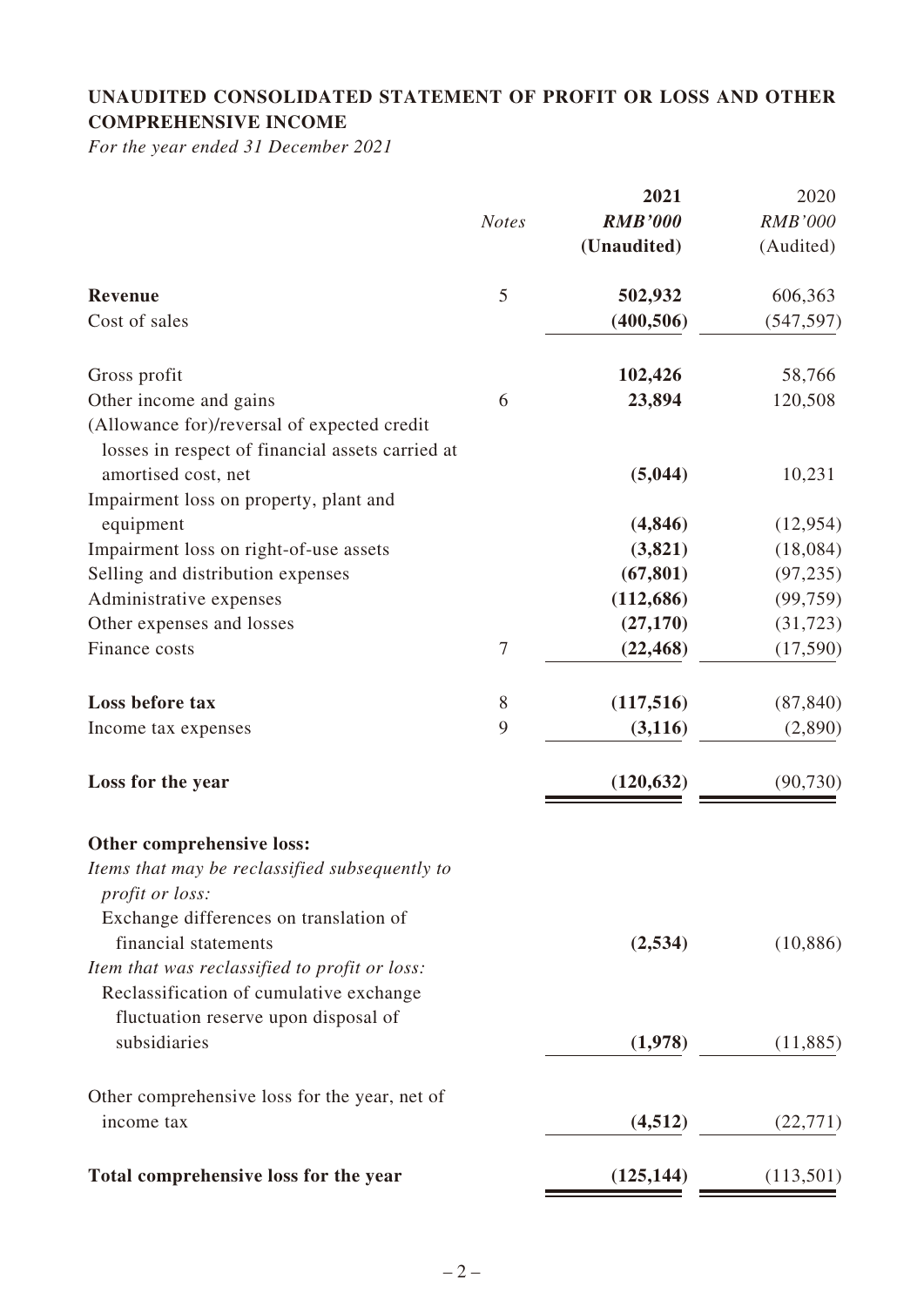## UNAUDITED CONSOLIDATED STATEMENT OF PROFIT OR LOSS AND OTHER COMPREHENSIVE INCOME

*For the year ended 31 December 2021*

| | *Notes* | **2021** | 2020 |
|---|---|---|---|
| | | ***RMB'000*** | *RMB'000* |
| | | **(Unaudited)** | (Audited) |
| **Revenue** | 5 | **502,932** | 606,363 |
| Cost of sales | | **(400,506)** | (547,597) |
| Gross profit | | **102,426** | 58,766 |
| Other income and gains | 6 | **23,894** | 120,508 |
| (Allowance for)/reversal of expected credit losses in respect of financial assets carried at amortised cost, net | | **(5,044)** | 10,231 |
| Impairment loss on property, plant and equipment | | **(4,846)** | (12,954) |
| Impairment loss on right-of-use assets | | **(3,821)** | (18,084) |
| Selling and distribution expenses | | **(67,801)** | (97,235) |
| Administrative expenses | | **(112,686)** | (99,759) |
| Other expenses and losses | | **(27,170)** | (31,723) |
| Finance costs | 7 | **(22,468)** | (17,590) |
| **Loss before tax** | 8 | **(117,516)** | (87,840) |
| Income tax expenses | 9 | **(3,116)** | (2,890) |
| **Loss for the year** | | **(120,632)** | (90,730) |
| **Other comprehensive loss:** | | | |
| *Items that may be reclassified subsequently to profit or loss:* | | | |
| Exchange differences on translation of financial statements | | **(2,534)** | (10,886) |
| *Item that was reclassified to profit or loss:* | | | |
| Reclassification of cumulative exchange fluctuation reserve upon disposal of subsidiaries | | **(1,978)** | (11,885) |
| Other comprehensive loss for the year, net of income tax | | **(4,512)** | (22,771) |
| **Total comprehensive loss for the year** | | **(125,144)** | (113,501) |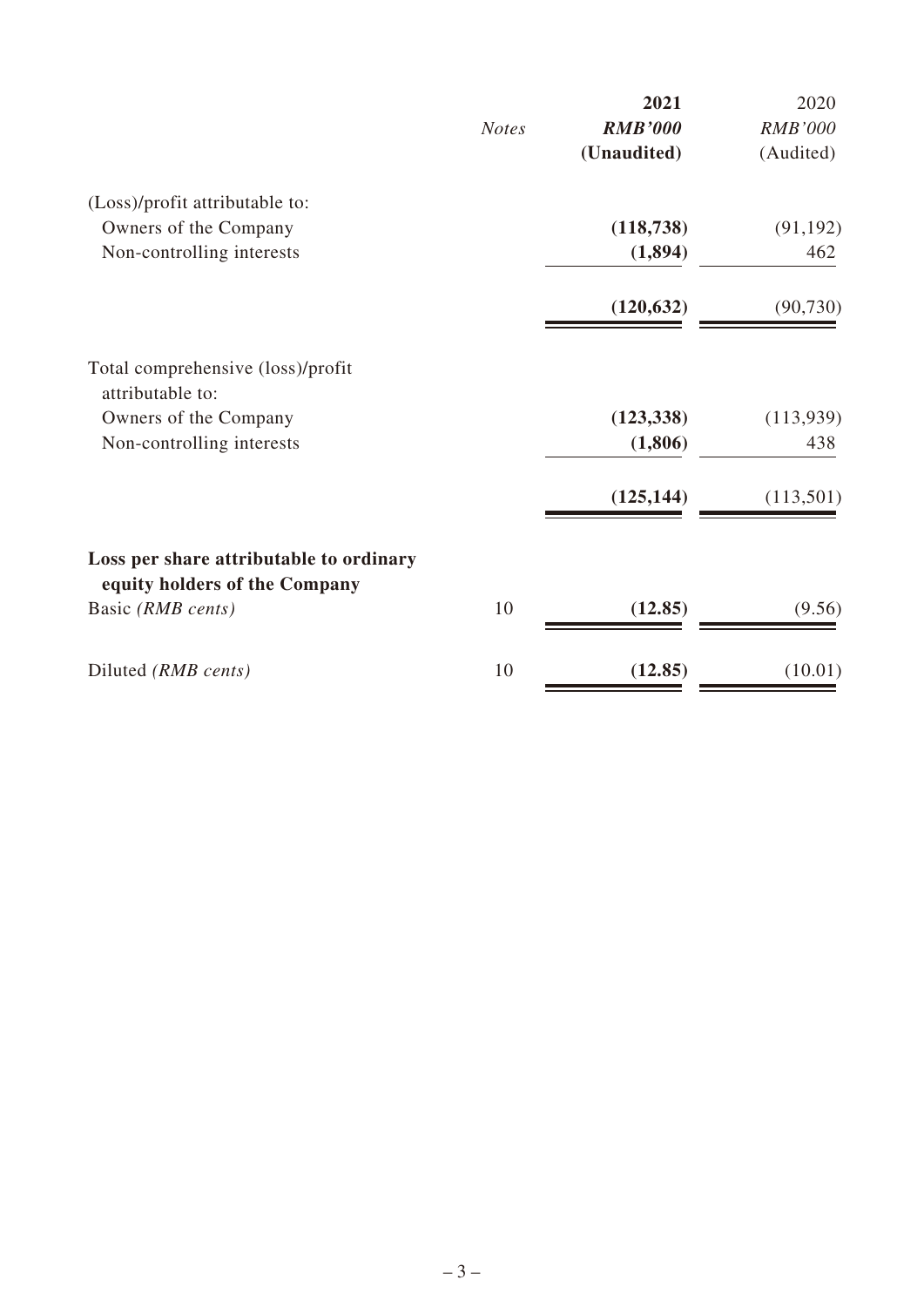| | Notes | 2021<br>RMB'000<br>(Unaudited) | 2020<br>RMB'000<br>(Audited) |
|---|---|---|---|
| (Loss)/profit attributable to: | | | |
| Owners of the Company | | **(118,738)** | (91,192) |
| Non-controlling interests | | **(1,894)** | 462 |
| | | **(120,632)** | (90,730) |
| Total comprehensive (loss)/profit attributable to: | | | |
| Owners of the Company | | **(123,338)** | (113,939) |
| Non-controlling interests | | **(1,806)** | 438 |
| | | **(125,144)** | (113,501) |
| **Loss per share attributable to ordinary equity holders of the Company** | | | |
| Basic *(RMB cents)* | 10 | **(12.85)** | (9.56) |
| Diluted *(RMB cents)* | 10 | **(12.85)** | (10.01) |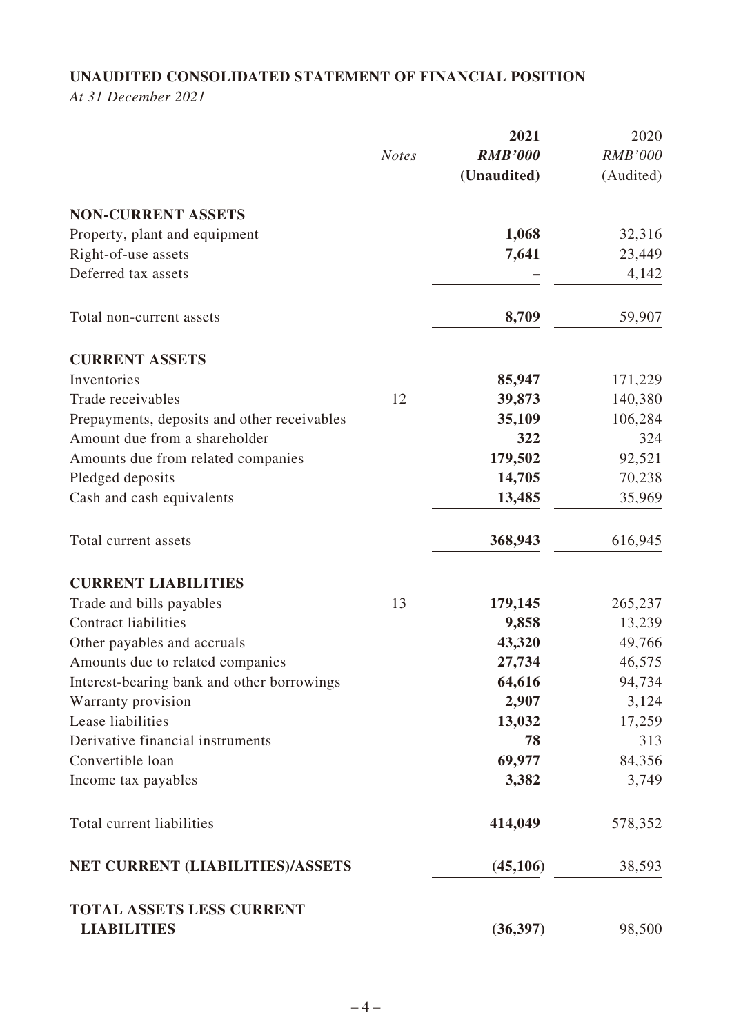## UNAUDITED CONSOLIDATED STATEMENT OF FINANCIAL POSITION

*At 31 December 2021*

| | *Notes* | **2021** *RMB'000* **(Unaudited)** | 2020 *RMB'000* (Audited) |
|---|---|---|---|
| **NON-CURRENT ASSETS** | | | |
| Property, plant and equipment | | **1,068** | 32,316 |
| Right-of-use assets | | **7,641** | 23,449 |
| Deferred tax assets | | **–** | 4,142 |
| Total non-current assets | | **8,709** | 59,907 |
| **CURRENT ASSETS** | | | |
| Inventories | | **85,947** | 171,229 |
| Trade receivables | 12 | **39,873** | 140,380 |
| Prepayments, deposits and other receivables | | **35,109** | 106,284 |
| Amount due from a shareholder | | **322** | 324 |
| Amounts due from related companies | | **179,502** | 92,521 |
| Pledged deposits | | **14,705** | 70,238 |
| Cash and cash equivalents | | **13,485** | 35,969 |
| Total current assets | | **368,943** | 616,945 |
| **CURRENT LIABILITIES** | | | |
| Trade and bills payables | 13 | **179,145** | 265,237 |
| Contract liabilities | | **9,858** | 13,239 |
| Other payables and accruals | | **43,320** | 49,766 |
| Amounts due to related companies | | **27,734** | 46,575 |
| Interest-bearing bank and other borrowings | | **64,616** | 94,734 |
| Warranty provision | | **2,907** | 3,124 |
| Lease liabilities | | **13,032** | 17,259 |
| Derivative financial instruments | | **78** | 313 |
| Convertible loan | | **69,977** | 84,356 |
| Income tax payables | | **3,382** | 3,749 |
| Total current liabilities | | **414,049** | 578,352 |
| **NET CURRENT (LIABILITIES)/ASSETS** | | **(45,106)** | 38,593 |
| **TOTAL ASSETS LESS CURRENT LIABILITIES** | | **(36,397)** | 98,500 |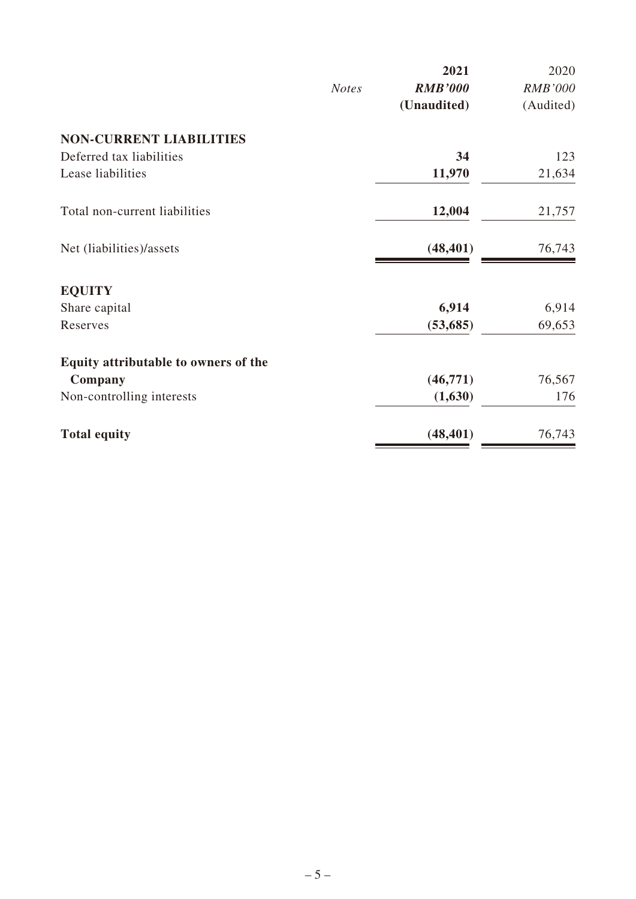| | Notes | 2021<br>*RMB'000*<br>(Unaudited) | 2020<br>*RMB'000*<br>(Audited) |
|---|---|---|---|
| **NON-CURRENT LIABILITIES** | | | |
| Deferred tax liabilities | | **34** | 123 |
| Lease liabilities | | **11,970** | 21,634 |
| Total non-current liabilities | | **12,004** | 21,757 |
| Net (liabilities)/assets | | **(48,401)** | 76,743 |
| **EQUITY** | | | |
| Share capital | | **6,914** | 6,914 |
| Reserves | | **(53,685)** | 69,653 |
| **Equity attributable to owners of the Company** | | **(46,771)** | 76,567 |
| Non-controlling interests | | **(1,630)** | 176 |
| **Total equity** | | **(48,401)** | 76,743 |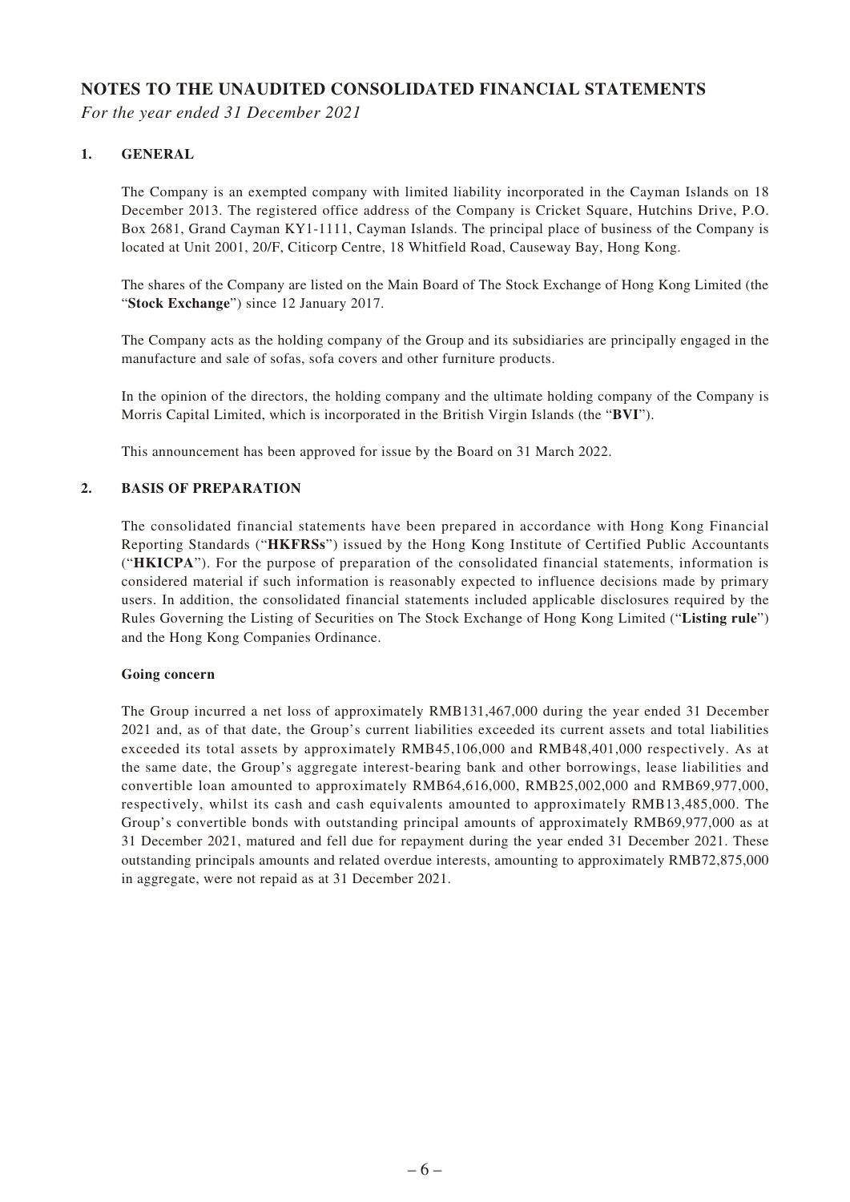# NOTES TO THE UNAUDITED CONSOLIDATED FINANCIAL STATEMENTS

*For the year ended 31 December 2021*

## 1. GENERAL

The Company is an exempted company with limited liability incorporated in the Cayman Islands on 18 December 2013. The registered office address of the Company is Cricket Square, Hutchins Drive, P.O. Box 2681, Grand Cayman KY1-1111, Cayman Islands. The principal place of business of the Company is located at Unit 2001, 20/F, Citicorp Centre, 18 Whitfield Road, Causeway Bay, Hong Kong.

The shares of the Company are listed on the Main Board of The Stock Exchange of Hong Kong Limited (the "**Stock Exchange**") since 12 January 2017.

The Company acts as the holding company of the Group and its subsidiaries are principally engaged in the manufacture and sale of sofas, sofa covers and other furniture products.

In the opinion of the directors, the holding company and the ultimate holding company of the Company is Morris Capital Limited, which is incorporated in the British Virgin Islands (the "**BVI**").

This announcement has been approved for issue by the Board on 31 March 2022.

## 2. BASIS OF PREPARATION

The consolidated financial statements have been prepared in accordance with Hong Kong Financial Reporting Standards ("**HKFRSs**") issued by the Hong Kong Institute of Certified Public Accountants ("**HKICPA**"). For the purpose of preparation of the consolidated financial statements, information is considered material if such information is reasonably expected to influence decisions made by primary users. In addition, the consolidated financial statements included applicable disclosures required by the Rules Governing the Listing of Securities on The Stock Exchange of Hong Kong Limited ("**Listing rule**") and the Hong Kong Companies Ordinance.

**Going concern**

The Group incurred a net loss of approximately RMB131,467,000 during the year ended 31 December 2021 and, as of that date, the Group's current liabilities exceeded its current assets and total liabilities exceeded its total assets by approximately RMB45,106,000 and RMB48,401,000 respectively. As at the same date, the Group's aggregate interest-bearing bank and other borrowings, lease liabilities and convertible loan amounted to approximately RMB64,616,000, RMB25,002,000 and RMB69,977,000, respectively, whilst its cash and cash equivalents amounted to approximately RMB13,485,000. The Group's convertible bonds with outstanding principal amounts of approximately RMB69,977,000 as at 31 December 2021, matured and fell due for repayment during the year ended 31 December 2021. These outstanding principals amounts and related overdue interests, amounting to approximately RMB72,875,000 in aggregate, were not repaid as at 31 December 2021.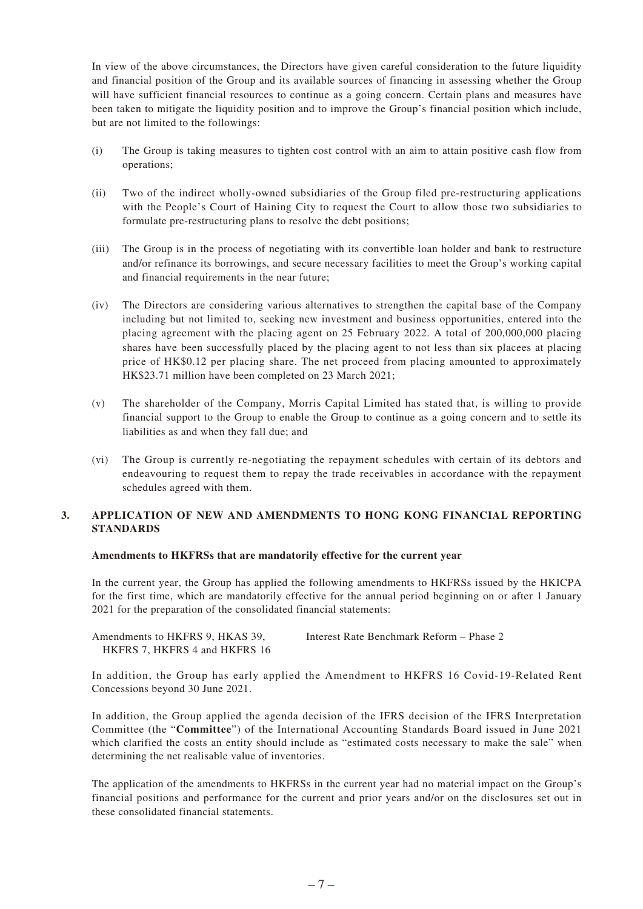In view of the above circumstances, the Directors have given careful consideration to the future liquidity and financial position of the Group and its available sources of financing in assessing whether the Group will have sufficient financial resources to continue as a going concern. Certain plans and measures have been taken to mitigate the liquidity position and to improve the Group's financial position which include, but are not limited to the followings:

(i) The Group is taking measures to tighten cost control with an aim to attain positive cash flow from operations;

(ii) Two of the indirect wholly-owned subsidiaries of the Group filed pre-restructuring applications with the People's Court of Haining City to request the Court to allow those two subsidiaries to formulate pre-restructuring plans to resolve the debt positions;

(iii) The Group is in the process of negotiating with its convertible loan holder and bank to restructure and/or refinance its borrowings, and secure necessary facilities to meet the Group's working capital and financial requirements in the near future;

(iv) The Directors are considering various alternatives to strengthen the capital base of the Company including but not limited to, seeking new investment and business opportunities, entered into the placing agreement with the placing agent on 25 February 2022. A total of 200,000,000 placing shares have been successfully placed by the placing agent to not less than six placees at placing price of HK$0.12 per placing share. The net proceed from placing amounted to approximately HK$23.71 million have been completed on 23 March 2021;

(v) The shareholder of the Company, Morris Capital Limited has stated that, is willing to provide financial support to the Group to enable the Group to continue as a going concern and to settle its liabilities as and when they fall due; and

(vi) The Group is currently re-negotiating the repayment schedules with certain of its debtors and endeavouring to request them to repay the trade receivables in accordance with the repayment schedules agreed with them.

## 3. APPLICATION OF NEW AND AMENDMENTS TO HONG KONG FINANCIAL REPORTING STANDARDS

**Amendments to HKFRSs that are mandatorily effective for the current year**

In the current year, the Group has applied the following amendments to HKFRSs issued by the HKICPA for the first time, which are mandatorily effective for the annual period beginning on or after 1 January 2021 for the preparation of the consolidated financial statements:

| | |
|---|---|
| Amendments to HKFRS 9, HKAS 39, HKFRS 7, HKFRS 4 and HKFRS 16 | Interest Rate Benchmark Reform – Phase 2 |

In addition, the Group has early applied the Amendment to HKFRS 16 Covid-19-Related Rent Concessions beyond 30 June 2021.

In addition, the Group applied the agenda decision of the IFRS decision of the IFRS Interpretation Committee (the "**Committee**") of the International Accounting Standards Board issued in June 2021 which clarified the costs an entity should include as "estimated costs necessary to make the sale" when determining the net realisable value of inventories.

The application of the amendments to HKFRSs in the current year had no material impact on the Group's financial positions and performance for the current and prior years and/or on the disclosures set out in these consolidated financial statements.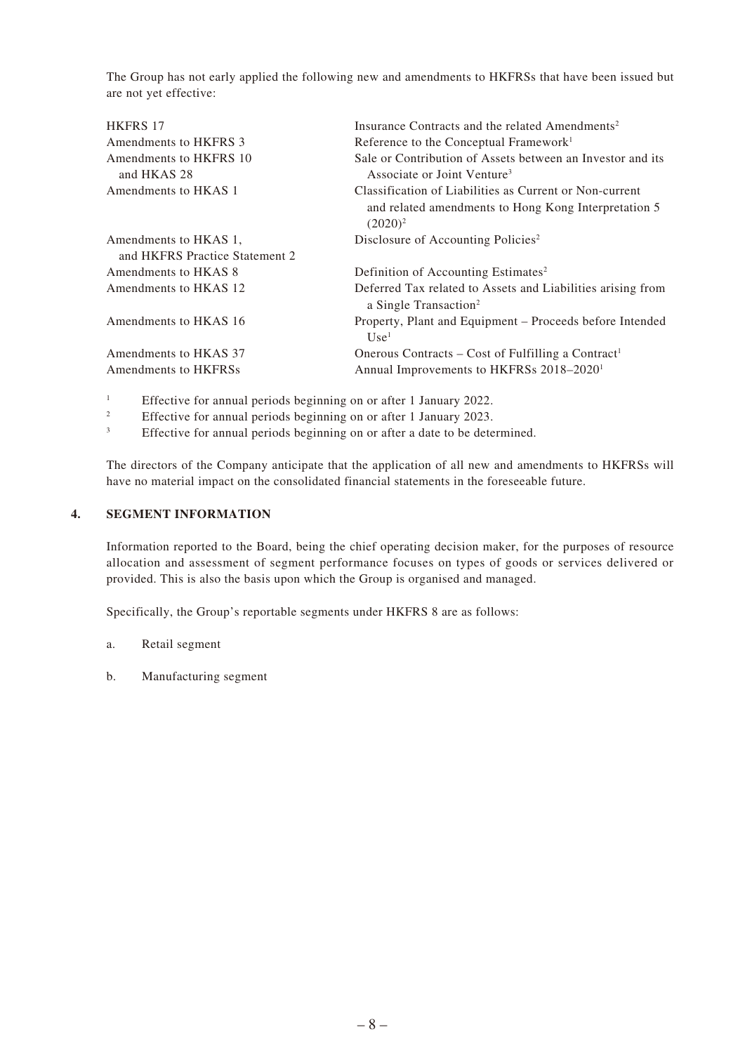The Group has not early applied the following new and amendments to HKFRSs that have been issued but are not yet effective:

| | |
|---|---|
| HKFRS 17 | Insurance Contracts and the related Amendments[2] |
| Amendments to HKFRS 3 | Reference to the Conceptual Framework[1] |
| Amendments to HKFRS 10 and HKAS 28 | Sale or Contribution of Assets between an Investor and its Associate or Joint Venture[3] |
| Amendments to HKAS 1 | Classification of Liabilities as Current or Non-current and related amendments to Hong Kong Interpretation 5 (2020)[2] |
| Amendments to HKAS 1, and HKFRS Practice Statement 2 | Disclosure of Accounting Policies[2] |
| Amendments to HKAS 8 | Definition of Accounting Estimates[2] |
| Amendments to HKAS 12 | Deferred Tax related to Assets and Liabilities arising from a Single Transaction[2] |
| Amendments to HKAS 16 | Property, Plant and Equipment – Proceeds before Intended Use[1] |
| Amendments to HKAS 37 | Onerous Contracts – Cost of Fulfilling a Contract[1] |
| Amendments to HKFRSs | Annual Improvements to HKFRSs 2018–2020[1] |

[1] Effective for annual periods beginning on or after 1 January 2022.

[2] Effective for annual periods beginning on or after 1 January 2023.

[3] Effective for annual periods beginning on or after a date to be determined.

The directors of the Company anticipate that the application of all new and amendments to HKFRSs will have no material impact on the consolidated financial statements in the foreseeable future.

## 4. SEGMENT INFORMATION

Information reported to the Board, being the chief operating decision maker, for the purposes of resource allocation and assessment of segment performance focuses on types of goods or services delivered or provided. This is also the basis upon which the Group is organised and managed.

Specifically, the Group's reportable segments under HKFRS 8 are as follows:

a. Retail segment

b. Manufacturing segment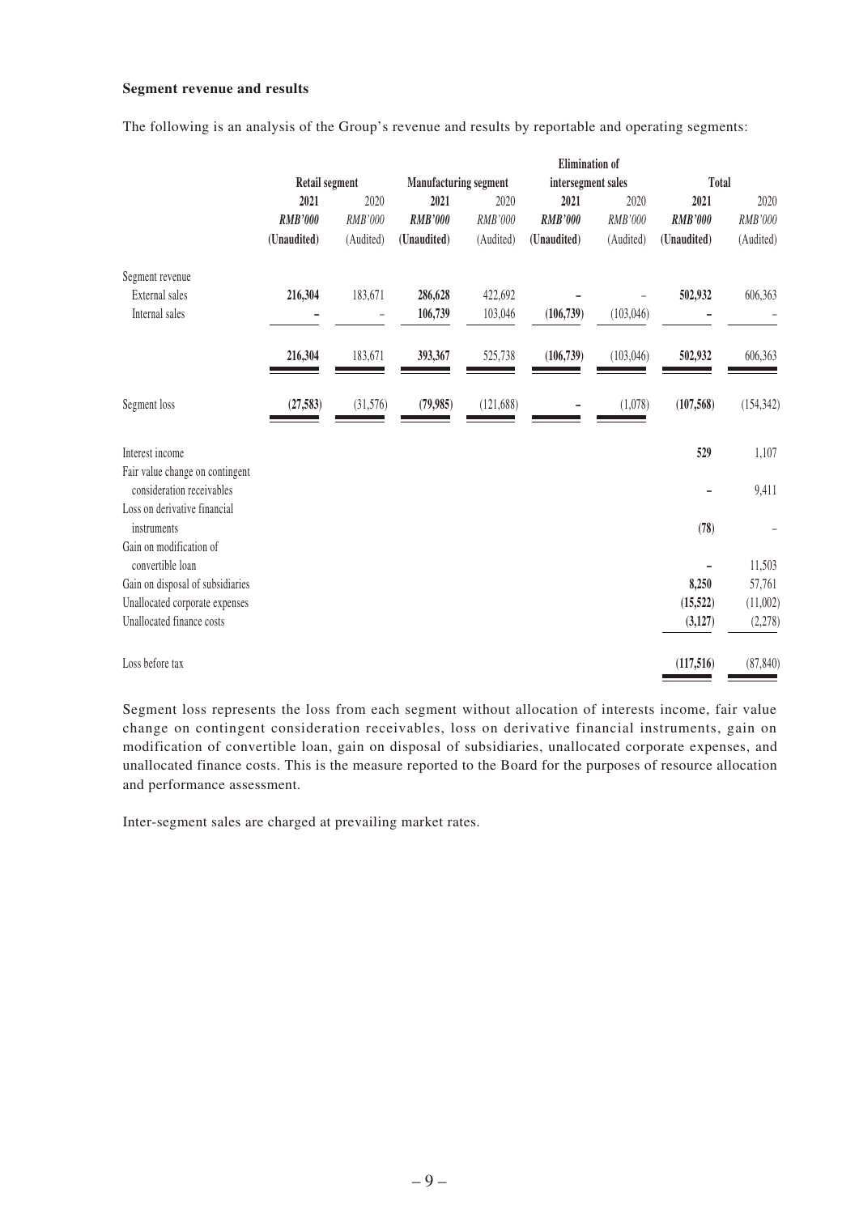**Segment revenue and results**

The following is an analysis of the Group's revenue and results by reportable and operating segments:

| | Retail segment | | Manufacturing segment | | Elimination of intersegment sales | | Total | |
|---|---|---|---|---|---|---|---|---|
| | **2021** | 2020 | **2021** | 2020 | **2021** | 2020 | **2021** | 2020 |
| | ***RMB'000*** | *RMB'000* | ***RMB'000*** | *RMB'000* | ***RMB'000*** | *RMB'000* | ***RMB'000*** | *RMB'000* |
| | **(Unaudited)** | (Audited) | **(Unaudited)** | (Audited) | **(Unaudited)** | (Audited) | **(Unaudited)** | (Audited) |
| Segment revenue | | | | | | | | |
| External sales | **216,304** | 183,671 | **286,628** | 422,692 | **–** | – | **502,932** | 606,363 |
| Internal sales | **–** | – | **106,739** | 103,046 | **(106,739)** | (103,046) | **–** | – |
| | **216,304** | 183,671 | **393,367** | 525,738 | **(106,739)** | (103,046) | **502,932** | 606,363 |
| Segment loss | **(27,583)** | (31,576) | **(79,985)** | (121,688) | **–** | (1,078) | **(107,568)** | (154,342) |
| Interest income | | | | | | | **529** | 1,107 |
| Fair value change on contingent consideration receivables | | | | | | | **–** | 9,411 |
| Loss on derivative financial instruments | | | | | | | **(78)** | – |
| Gain on modification of convertible loan | | | | | | | **–** | 11,503 |
| Gain on disposal of subsidiaries | | | | | | | **8,250** | 57,761 |
| Unallocated corporate expenses | | | | | | | **(15,522)** | (11,002) |
| Unallocated finance costs | | | | | | | **(3,127)** | (2,278) |
| Loss before tax | | | | | | | **(117,516)** | (87,840) |

Segment loss represents the loss from each segment without allocation of interests income, fair value change on contingent consideration receivables, loss on derivative financial instruments, gain on modification of convertible loan, gain on disposal of subsidiaries, unallocated corporate expenses, and unallocated finance costs. This is the measure reported to the Board for the purposes of resource allocation and performance assessment.

Inter-segment sales are charged at prevailing market rates.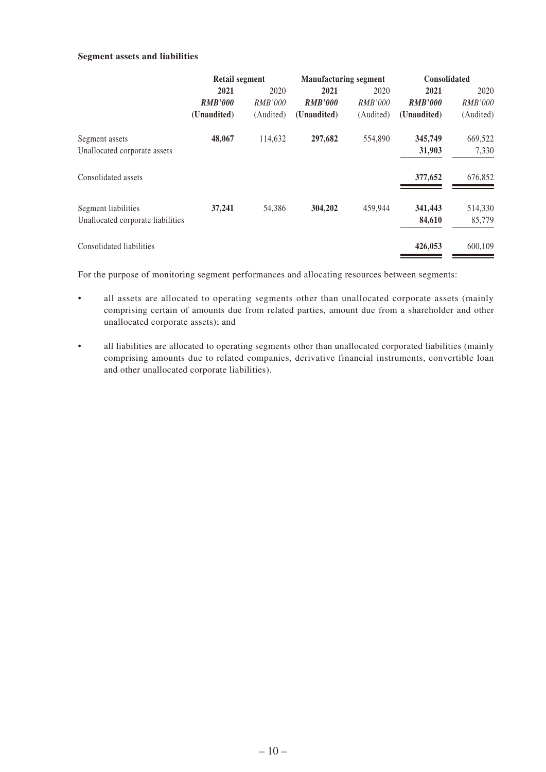**Segment assets and liabilities**

| | Retail segment | | Manufacturing segment | | Consolidated | |
|---|---|---|---|---|---|---|
| | **2021** | 2020 | **2021** | 2020 | **2021** | 2020 |
| | ***RMB'000*** | *RMB'000* | ***RMB'000*** | *RMB'000* | ***RMB'000*** | *RMB'000* |
| | **(Unaudited)** | (Audited) | **(Unaudited)** | (Audited) | **(Unaudited)** | (Audited) |
| Segment assets | **48,067** | 114,632 | **297,682** | 554,890 | **345,749** | 669,522 |
| Unallocated corporate assets | | | | | **31,903** | 7,330 |
| Consolidated assets | | | | | **377,652** | 676,852 |
| Segment liabilities | **37,241** | 54,386 | **304,202** | 459,944 | **341,443** | 514,330 |
| Unallocated corporate liabilities | | | | | **84,610** | 85,779 |
| Consolidated liabilities | | | | | **426,053** | 600,109 |

For the purpose of monitoring segment performances and allocating resources between segments:

- all assets are allocated to operating segments other than unallocated corporate assets (mainly comprising certain of amounts due from related parties, amount due from a shareholder and other unallocated corporate assets); and

- all liabilities are allocated to operating segments other than unallocated corporated liabilities (mainly comprising amounts due to related companies, derivative financial instruments, convertible loan and other unallocated corporate liabilities).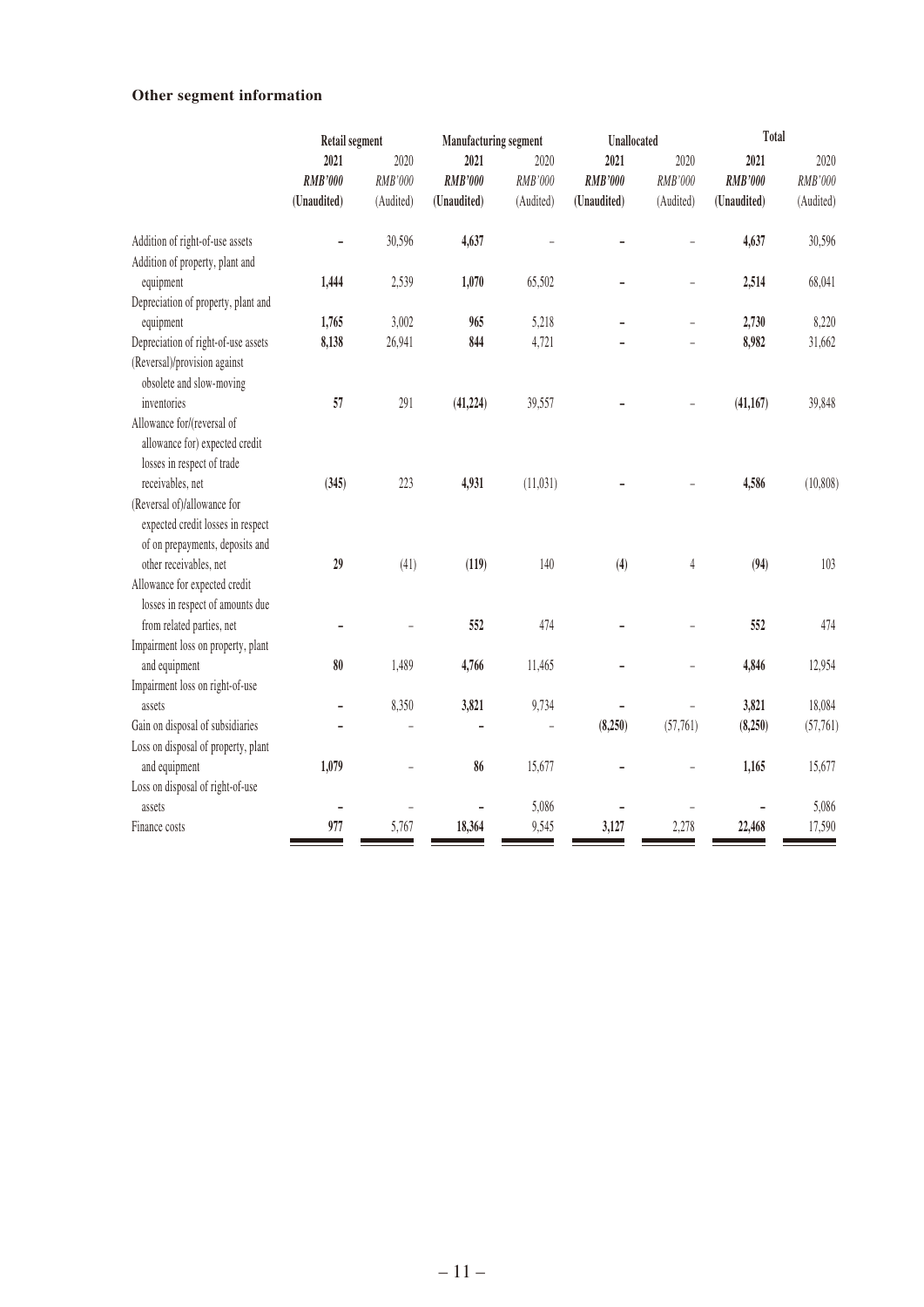### Other segment information

| | Retail segment | | Manufacturing segment | | Unallocated | | Total | |
|---|---|---|---|---|---|---|---|---|
| | **2021** | 2020 | **2021** | 2020 | **2021** | 2020 | **2021** | 2020 |
| | ***RMB'000*** | *RMB'000* | ***RMB'000*** | *RMB'000* | ***RMB'000*** | *RMB'000* | ***RMB'000*** | *RMB'000* |
| | **(Unaudited)** | (Audited) | **(Unaudited)** | (Audited) | **(Unaudited)** | (Audited) | **(Unaudited)** | (Audited) |
| Addition of right-of-use assets | **–** | 30,596 | **4,637** | – | **–** | – | **4,637** | 30,596 |
| Addition of property, plant and equipment | **1,444** | 2,539 | **1,070** | 65,502 | **–** | – | **2,514** | 68,041 |
| Depreciation of property, plant and equipment | **1,765** | 3,002 | **965** | 5,218 | **–** | – | **2,730** | 8,220 |
| Depreciation of right-of-use assets | **8,138** | 26,941 | **844** | 4,721 | **–** | – | **8,982** | 31,662 |
| (Reversal)/provision against obsolete and slow-moving inventories | **57** | 291 | **(41,224)** | 39,557 | **–** | – | **(41,167)** | 39,848 |
| Allowance for/(reversal of allowance for) expected credit losses in respect of trade receivables, net | **(345)** | 223 | **4,931** | (11,031) | **–** | – | **4,586** | (10,808) |
| (Reversal of)/allowance for expected credit losses in respect of on prepayments, deposits and other receivables, net | **29** | (41) | **(119)** | 140 | **(4)** | 4 | **(94)** | 103 |
| Allowance for expected credit losses in respect of amounts due from related parties, net | **–** | – | **552** | 474 | **–** | – | **552** | 474 |
| Impairment loss on property, plant and equipment | **80** | 1,489 | **4,766** | 11,465 | **–** | – | **4,846** | 12,954 |
| Impairment loss on right-of-use assets | **–** | 8,350 | **3,821** | 9,734 | **–** | – | **3,821** | 18,084 |
| Gain on disposal of subsidiaries | **–** | – | **–** | – | **(8,250)** | (57,761) | **(8,250)** | (57,761) |
| Loss on disposal of property, plant and equipment | **1,079** | – | **86** | 15,677 | **–** | – | **1,165** | 15,677 |
| Loss on disposal of right-of-use assets | **–** | – | **–** | 5,086 | **–** | – | **–** | 5,086 |
| Finance costs | **977** | 5,767 | **18,364** | 9,545 | **3,127** | 2,278 | **22,468** | 17,590 |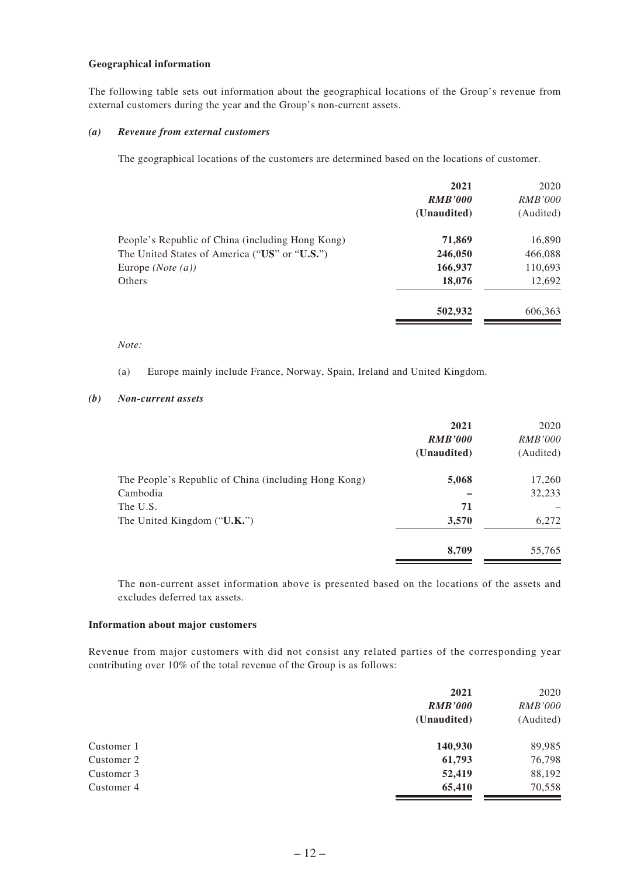### Geographical information

The following table sets out information about the geographical locations of the Group's revenue from external customers during the year and the Group's non-current assets.

#### *(a) Revenue from external customers*

The geographical locations of the customers are determined based on the locations of customer.

| | **2021** | 2020 |
|---|---|---|
| | ***RMB'000*** | *RMB'000* |
| | **(Unaudited)** | (Audited) |
| People's Republic of China (including Hong Kong) | **71,869** | 16,890 |
| The United States of America ("**US**" or "**U.S.**") | **246,050** | 466,088 |
| Europe *(Note (a))* | **166,937** | 110,693 |
| Others | **18,076** | 12,692 |
| | **502,932** | 606,363 |

*Note:*

(a) Europe mainly include France, Norway, Spain, Ireland and United Kingdom.

#### *(b) Non-current assets*

| | **2021** | 2020 |
|---|---|---|
| | ***RMB'000*** | *RMB'000* |
| | **(Unaudited)** | (Audited) |
| The People's Republic of China (including Hong Kong) | **5,068** | 17,260 |
| Cambodia | **–** | 32,233 |
| The U.S. | **71** | – |
| The United Kingdom ("**U.K.**") | **3,570** | 6,272 |
| | **8,709** | 55,765 |

The non-current asset information above is presented based on the locations of the assets and excludes deferred tax assets.

### Information about major customers

Revenue from major customers with did not consist any related parties of the corresponding year contributing over 10% of the total revenue of the Group is as follows:

| | **2021** | 2020 |
|---|---|---|
| | ***RMB'000*** | *RMB'000* |
| | **(Unaudited)** | (Audited) |
| Customer 1 | **140,930** | 89,985 |
| Customer 2 | **61,793** | 76,798 |
| Customer 3 | **52,419** | 88,192 |
| Customer 4 | **65,410** | 70,558 |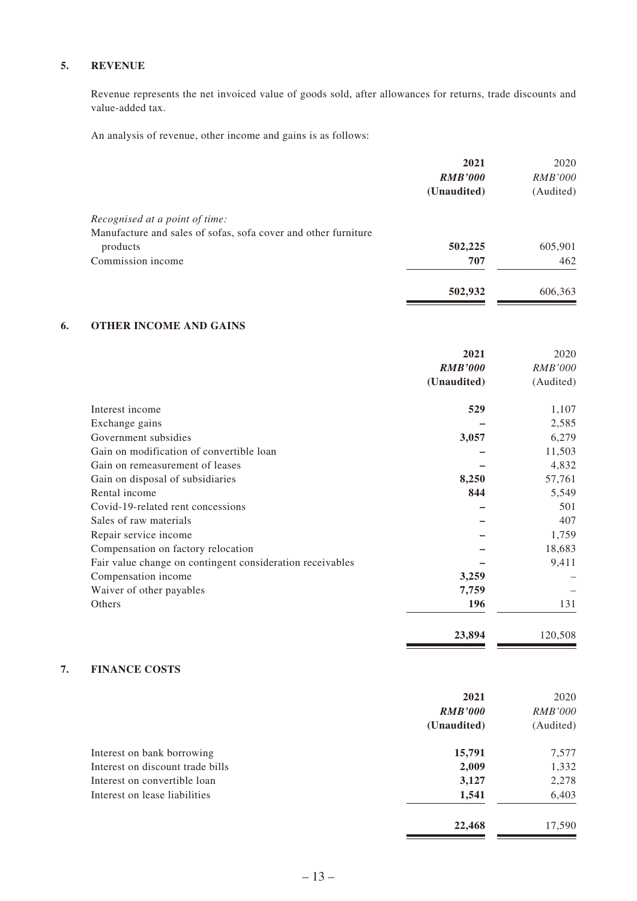## 5. REVENUE

Revenue represents the net invoiced value of goods sold, after allowances for returns, trade discounts and value-added tax.

An analysis of revenue, other income and gains is as follows:

| | **2021** | 2020 |
|---|---|---|
| | ***RMB'000*** | *RMB'000* |
| | **(Unaudited)** | (Audited) |
| *Recognised at a point of time:* | | |
| Manufacture and sales of sofas, sofa cover and other furniture products | **502,225** | 605,901 |
| Commission income | **707** | 462 |
| | **502,932** | 606,363 |

## 6. OTHER INCOME AND GAINS

| | **2021** | 2020 |
|---|---|---|
| | ***RMB'000*** | *RMB'000* |
| | **(Unaudited)** | (Audited) |
| Interest income | **529** | 1,107 |
| Exchange gains | **–** | 2,585 |
| Government subsidies | **3,057** | 6,279 |
| Gain on modification of convertible loan | **–** | 11,503 |
| Gain on remeasurement of leases | **–** | 4,832 |
| Gain on disposal of subsidiaries | **8,250** | 57,761 |
| Rental income | **844** | 5,549 |
| Covid-19-related rent concessions | **–** | 501 |
| Sales of raw materials | **–** | 407 |
| Repair service income | **–** | 1,759 |
| Compensation on factory relocation | **–** | 18,683 |
| Fair value change on contingent consideration receivables | **–** | 9,411 |
| Compensation income | **3,259** | – |
| Waiver of other payables | **7,759** | – |
| Others | **196** | 131 |
| | **23,894** | 120,508 |

## 7. FINANCE COSTS

| | **2021** | 2020 |
|---|---|---|
| | ***RMB'000*** | *RMB'000* |
| | **(Unaudited)** | (Audited) |
| Interest on bank borrowing | **15,791** | 7,577 |
| Interest on discount trade bills | **2,009** | 1,332 |
| Interest on convertible loan | **3,127** | 2,278 |
| Interest on lease liabilities | **1,541** | 6,403 |
| | **22,468** | 17,590 |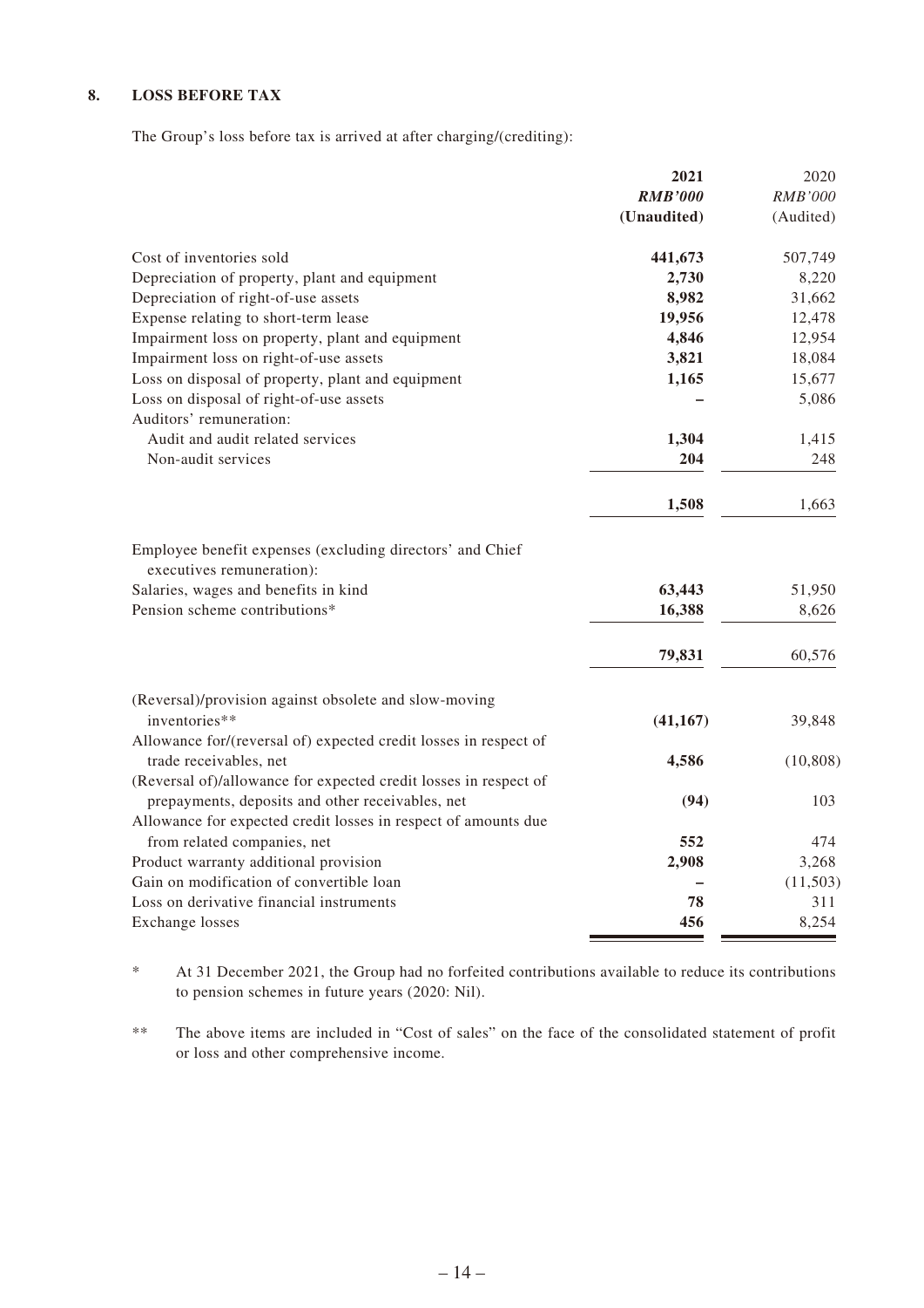## 8. LOSS BEFORE TAX

The Group's loss before tax is arrived at after charging/(crediting):

| | **2021** | 2020 |
|---|---|---|
| | ***RMB'000*** | *RMB'000* |
| | **(Unaudited)** | (Audited) |
| Cost of inventories sold | **441,673** | 507,749 |
| Depreciation of property, plant and equipment | **2,730** | 8,220 |
| Depreciation of right-of-use assets | **8,982** | 31,662 |
| Expense relating to short-term lease | **19,956** | 12,478 |
| Impairment loss on property, plant and equipment | **4,846** | 12,954 |
| Impairment loss on right-of-use assets | **3,821** | 18,084 |
| Loss on disposal of property, plant and equipment | **1,165** | 15,677 |
| Loss on disposal of right-of-use assets | **–** | 5,086 |
| Auditors' remuneration: | | |
| Audit and audit related services | **1,304** | 1,415 |
| Non-audit services | **204** | 248 |
| | **1,508** | 1,663 |
| Employee benefit expenses (excluding directors' and Chief executives remuneration): | | |
| Salaries, wages and benefits in kind | **63,443** | 51,950 |
| Pension scheme contributions* | **16,388** | 8,626 |
| | **79,831** | 60,576 |
| (Reversal)/provision against obsolete and slow-moving inventories** | **(41,167)** | 39,848 |
| Allowance for/(reversal of) expected credit losses in respect of trade receivables, net | **4,586** | (10,808) |
| (Reversal of)/allowance for expected credit losses in respect of prepayments, deposits and other receivables, net | **(94)** | 103 |
| Allowance for expected credit losses in respect of amounts due from related companies, net | **552** | 474 |
| Product warranty additional provision | **2,908** | 3,268 |
| Gain on modification of convertible loan | **–** | (11,503) |
| Loss on derivative financial instruments | **78** | 311 |
| Exchange losses | **456** | 8,254 |

\* At 31 December 2021, the Group had no forfeited contributions available to reduce its contributions to pension schemes in future years (2020: Nil).

\*\* The above items are included in "Cost of sales" on the face of the consolidated statement of profit or loss and other comprehensive income.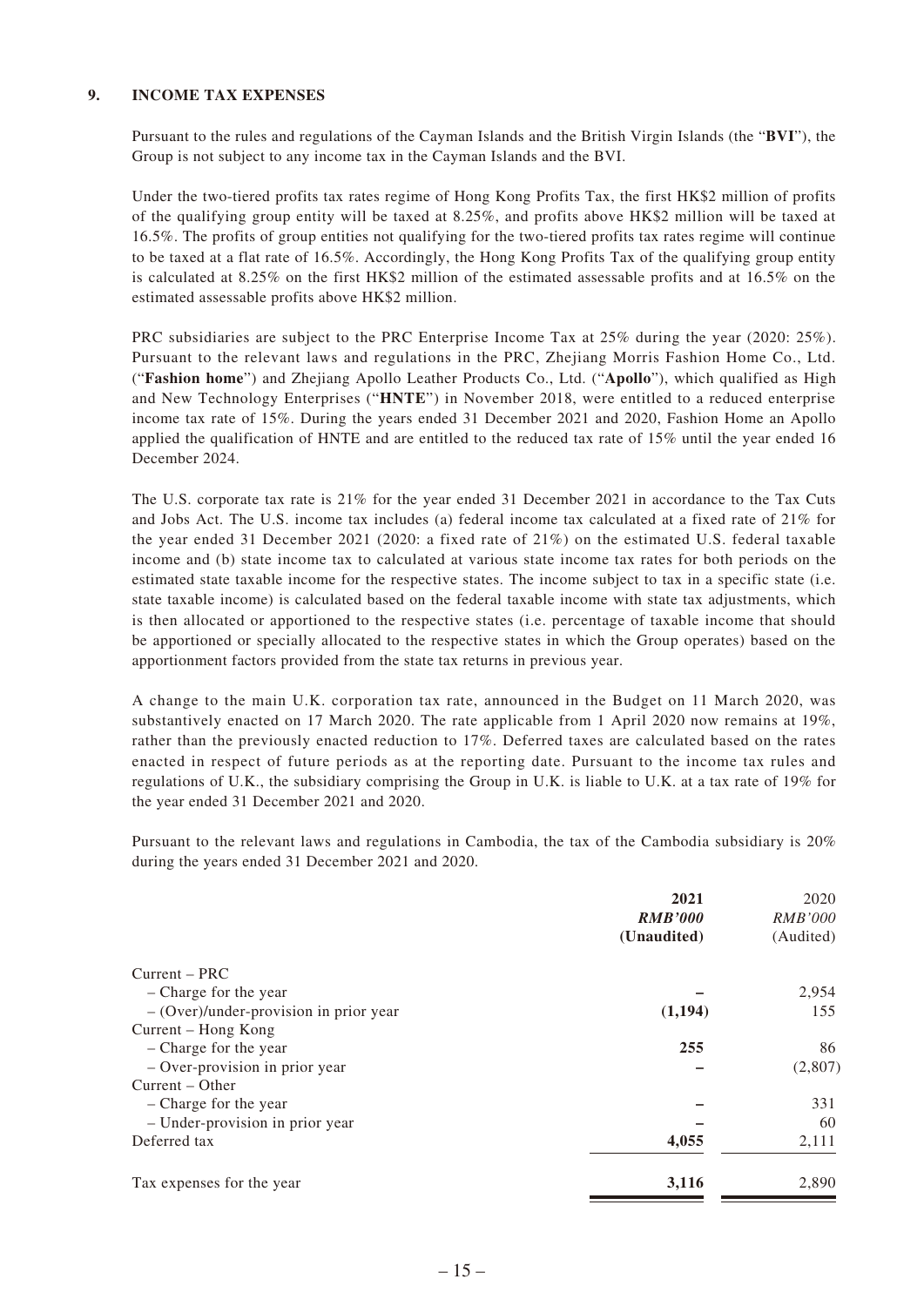## 9. INCOME TAX EXPENSES

Pursuant to the rules and regulations of the Cayman Islands and the British Virgin Islands (the "**BVI**"), the Group is not subject to any income tax in the Cayman Islands and the BVI.

Under the two-tiered profits tax rates regime of Hong Kong Profits Tax, the first HK$2 million of profits of the qualifying group entity will be taxed at 8.25%, and profits above HK$2 million will be taxed at 16.5%. The profits of group entities not qualifying for the two-tiered profits tax rates regime will continue to be taxed at a flat rate of 16.5%. Accordingly, the Hong Kong Profits Tax of the qualifying group entity is calculated at 8.25% on the first HK$2 million of the estimated assessable profits and at 16.5% on the estimated assessable profits above HK$2 million.

PRC subsidiaries are subject to the PRC Enterprise Income Tax at 25% during the year (2020: 25%). Pursuant to the relevant laws and regulations in the PRC, Zhejiang Morris Fashion Home Co., Ltd. ("**Fashion home**") and Zhejiang Apollo Leather Products Co., Ltd. ("**Apollo**"), which qualified as High and New Technology Enterprises ("**HNTE**") in November 2018, were entitled to a reduced enterprise income tax rate of 15%. During the years ended 31 December 2021 and 2020, Fashion Home an Apollo applied the qualification of HNTE and are entitled to the reduced tax rate of 15% until the year ended 16 December 2024.

The U.S. corporate tax rate is 21% for the year ended 31 December 2021 in accordance to the Tax Cuts and Jobs Act. The U.S. income tax includes (a) federal income tax calculated at a fixed rate of 21% for the year ended 31 December 2021 (2020: a fixed rate of 21%) on the estimated U.S. federal taxable income and (b) state income tax to calculated at various state income tax rates for both periods on the estimated state taxable income for the respective states. The income subject to tax in a specific state (i.e. state taxable income) is calculated based on the federal taxable income with state tax adjustments, which is then allocated or apportioned to the respective states (i.e. percentage of taxable income that should be apportioned or specially allocated to the respective states in which the Group operates) based on the apportionment factors provided from the state tax returns in previous year.

A change to the main U.K. corporation tax rate, announced in the Budget on 11 March 2020, was substantively enacted on 17 March 2020. The rate applicable from 1 April 2020 now remains at 19%, rather than the previously enacted reduction to 17%. Deferred taxes are calculated based on the rates enacted in respect of future periods as at the reporting date. Pursuant to the income tax rules and regulations of U.K., the subsidiary comprising the Group in U.K. is liable to U.K. at a tax rate of 19% for the year ended 31 December 2021 and 2020.

Pursuant to the relevant laws and regulations in Cambodia, the tax of the Cambodia subsidiary is 20% during the years ended 31 December 2021 and 2020.

| | **2021** | 2020 |
|---|---|---|
| | ***RMB'000*** | *RMB'000* |
| | **(Unaudited)** | (Audited) |
| Current – PRC | | |
| – Charge for the year | **–** | 2,954 |
| – (Over)/under-provision in prior year | **(1,194)** | 155 |
| Current – Hong Kong | | |
| – Charge for the year | **255** | 86 |
| – Over-provision in prior year | **–** | (2,807) |
| Current – Other | | |
| – Charge for the year | **–** | 331 |
| – Under-provision in prior year | **–** | 60 |
| Deferred tax | **4,055** | 2,111 |
| Tax expenses for the year | **3,116** | 2,890 |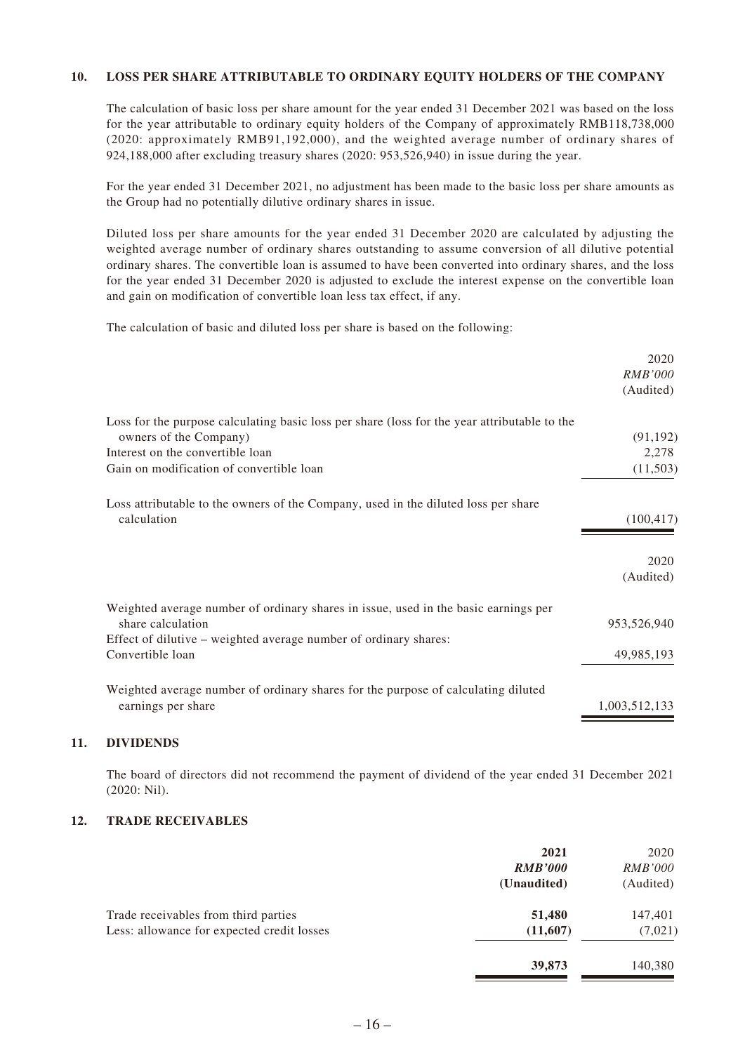### 10. LOSS PER SHARE ATTRIBUTABLE TO ORDINARY EQUITY HOLDERS OF THE COMPANY

The calculation of basic loss per share amount for the year ended 31 December 2021 was based on the loss for the year attributable to ordinary equity holders of the Company of approximately RMB118,738,000 (2020: approximately RMB91,192,000), and the weighted average number of ordinary shares of 924,188,000 after excluding treasury shares (2020: 953,526,940) in issue during the year.

For the year ended 31 December 2021, no adjustment has been made to the basic loss per share amounts as the Group had no potentially dilutive ordinary shares in issue.

Diluted loss per share amounts for the year ended 31 December 2020 are calculated by adjusting the weighted average number of ordinary shares outstanding to assume conversion of all dilutive potential ordinary shares. The convertible loan is assumed to have been converted into ordinary shares, and the loss for the year ended 31 December 2020 is adjusted to exclude the interest expense on the convertible loan and gain on modification of convertible loan less tax effect, if any.

The calculation of basic and diluted loss per share is based on the following:

| | 2020<br>*RMB'000*<br>(Audited) |
|---|---|
| Loss for the purpose calculating basic loss per share (loss for the year attributable to the owners of the Company) | (91,192) |
| Interest on the convertible loan | 2,278 |
| Gain on modification of convertible loan | (11,503) |
| Loss attributable to the owners of the Company, used in the diluted loss per share calculation | (100,417) |

| | 2020<br>(Audited) |
|---|---|
| Weighted average number of ordinary shares in issue, used in the basic earnings per share calculation | 953,526,940 |
| Effect of dilutive – weighted average number of ordinary shares: | |
| Convertible loan | 49,985,193 |
| Weighted average number of ordinary shares for the purpose of calculating diluted earnings per share | 1,003,512,133 |

### 11. DIVIDENDS

The board of directors did not recommend the payment of dividend of the year ended 31 December 2021 (2020: Nil).

### 12. TRADE RECEIVABLES

| | **2021**<br>***RMB'000***<br>**(Unaudited)** | 2020<br>*RMB'000*<br>(Audited) |
|---|---|---|
| Trade receivables from third parties | **51,480** | 147,401 |
| Less: allowance for expected credit losses | **(11,607)** | (7,021) |
| | **39,873** | 140,380 |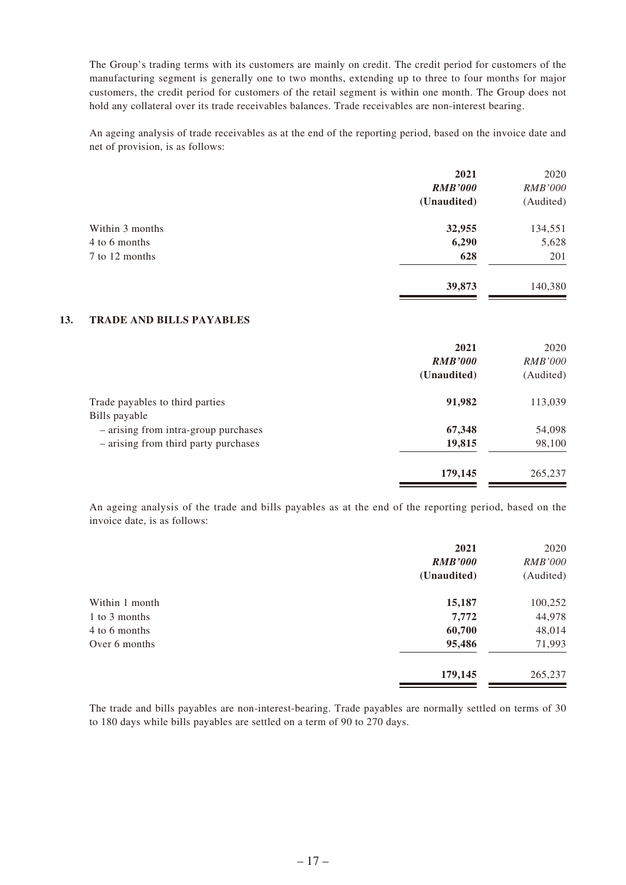The Group's trading terms with its customers are mainly on credit. The credit period for customers of the manufacturing segment is generally one to two months, extending up to three to four months for major customers, the credit period for customers of the retail segment is within one month. The Group does not hold any collateral over its trade receivables balances. Trade receivables are non-interest bearing.

An ageing analysis of trade receivables as at the end of the reporting period, based on the invoice date and net of provision, is as follows:

| | **2021** | 2020 |
|---|---|---|
| | ***RMB'000*** | *RMB'000* |
| | **(Unaudited)** | (Audited) |
| Within 3 months | **32,955** | 134,551 |
| 4 to 6 months | **6,290** | 5,628 |
| 7 to 12 months | **628** | 201 |
| | **39,873** | 140,380 |

## 13. TRADE AND BILLS PAYABLES

| | **2021** | 2020 |
|---|---|---|
| | ***RMB'000*** | *RMB'000* |
| | **(Unaudited)** | (Audited) |
| Trade payables to third parties | **91,982** | 113,039 |
| Bills payable | | |
| – arising from intra-group purchases | **67,348** | 54,098 |
| – arising from third party purchases | **19,815** | 98,100 |
| | **179,145** | 265,237 |

An ageing analysis of the trade and bills payables as at the end of the reporting period, based on the invoice date, is as follows:

| | **2021** | 2020 |
|---|---|---|
| | ***RMB'000*** | *RMB'000* |
| | **(Unaudited)** | (Audited) |
| Within 1 month | **15,187** | 100,252 |
| 1 to 3 months | **7,772** | 44,978 |
| 4 to 6 months | **60,700** | 48,014 |
| Over 6 months | **95,486** | 71,993 |
| | **179,145** | 265,237 |

The trade and bills payables are non-interest-bearing. Trade payables are normally settled on terms of 30 to 180 days while bills payables are settled on a term of 90 to 270 days.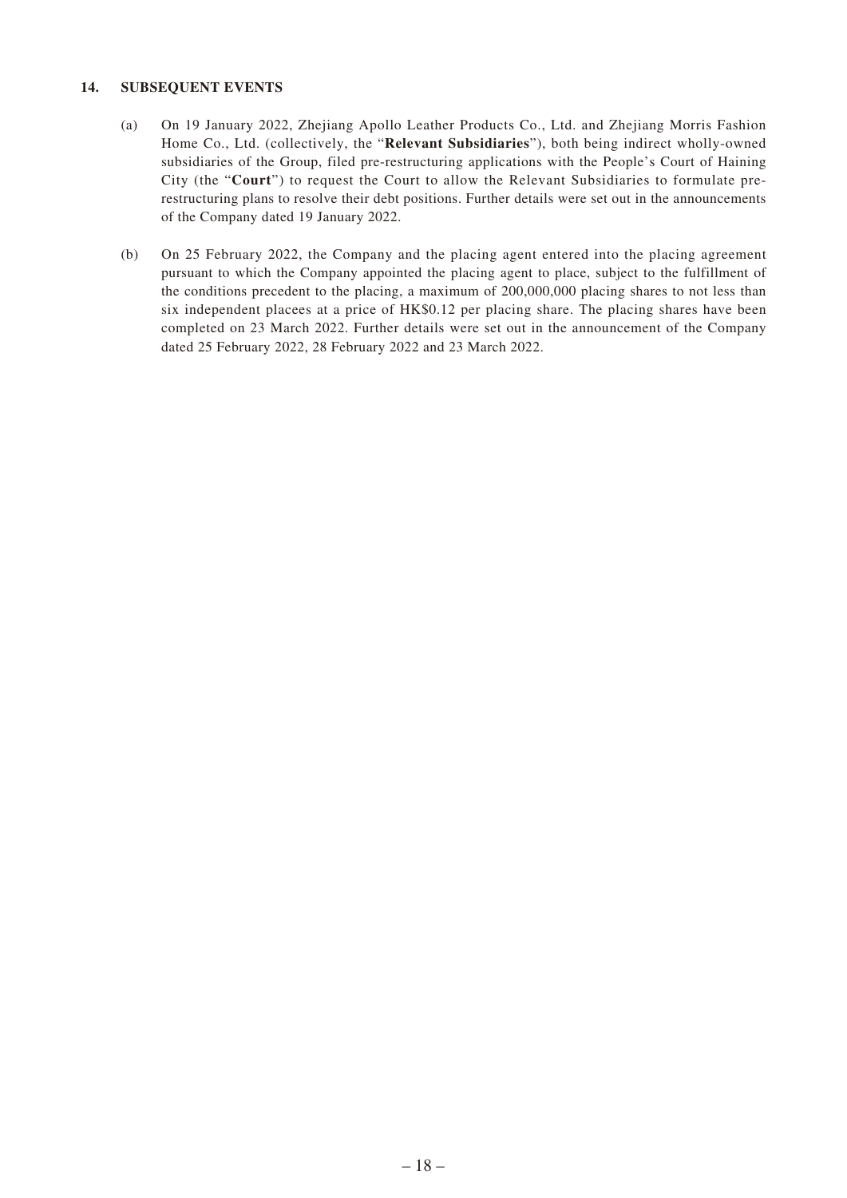### 14. SUBSEQUENT EVENTS

(a) On 19 January 2022, Zhejiang Apollo Leather Products Co., Ltd. and Zhejiang Morris Fashion Home Co., Ltd. (collectively, the "**Relevant Subsidiaries**"), both being indirect wholly-owned subsidiaries of the Group, filed pre-restructuring applications with the People's Court of Haining City (the "**Court**") to request the Court to allow the Relevant Subsidiaries to formulate pre-restructuring plans to resolve their debt positions. Further details were set out in the announcements of the Company dated 19 January 2022.

(b) On 25 February 2022, the Company and the placing agent entered into the placing agreement pursuant to which the Company appointed the placing agent to place, subject to the fulfillment of the conditions precedent to the placing, a maximum of 200,000,000 placing shares to not less than six independent placees at a price of HK$0.12 per placing share. The placing shares have been completed on 23 March 2022. Further details were set out in the announcement of the Company dated 25 February 2022, 28 February 2022 and 23 March 2022.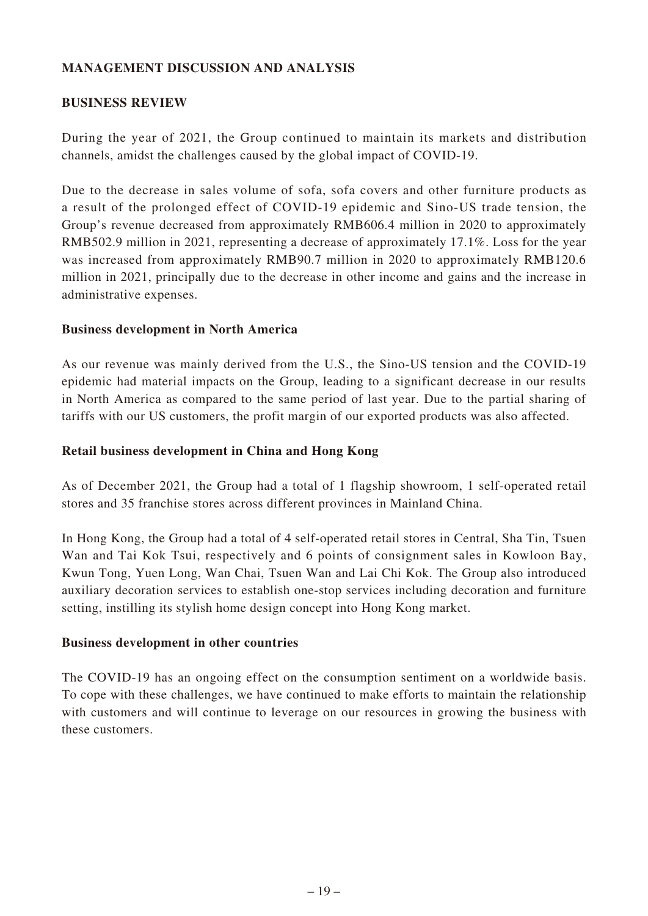## MANAGEMENT DISCUSSION AND ANALYSIS

### BUSINESS REVIEW

During the year of 2021, the Group continued to maintain its markets and distribution channels, amidst the challenges caused by the global impact of COVID-19.

Due to the decrease in sales volume of sofa, sofa covers and other furniture products as a result of the prolonged effect of COVID-19 epidemic and Sino-US trade tension, the Group's revenue decreased from approximately RMB606.4 million in 2020 to approximately RMB502.9 million in 2021, representing a decrease of approximately 17.1%. Loss for the year was increased from approximately RMB90.7 million in 2020 to approximately RMB120.6 million in 2021, principally due to the decrease in other income and gains and the increase in administrative expenses.

#### Business development in North America

As our revenue was mainly derived from the U.S., the Sino-US tension and the COVID-19 epidemic had material impacts on the Group, leading to a significant decrease in our results in North America as compared to the same period of last year. Due to the partial sharing of tariffs with our US customers, the profit margin of our exported products was also affected.

#### Retail business development in China and Hong Kong

As of December 2021, the Group had a total of 1 flagship showroom, 1 self-operated retail stores and 35 franchise stores across different provinces in Mainland China.

In Hong Kong, the Group had a total of 4 self-operated retail stores in Central, Sha Tin, Tsuen Wan and Tai Kok Tsui, respectively and 6 points of consignment sales in Kowloon Bay, Kwun Tong, Yuen Long, Wan Chai, Tsuen Wan and Lai Chi Kok. The Group also introduced auxiliary decoration services to establish one-stop services including decoration and furniture setting, instilling its stylish home design concept into Hong Kong market.

#### Business development in other countries

The COVID-19 has an ongoing effect on the consumption sentiment on a worldwide basis. To cope with these challenges, we have continued to make efforts to maintain the relationship with customers and will continue to leverage on our resources in growing the business with these customers.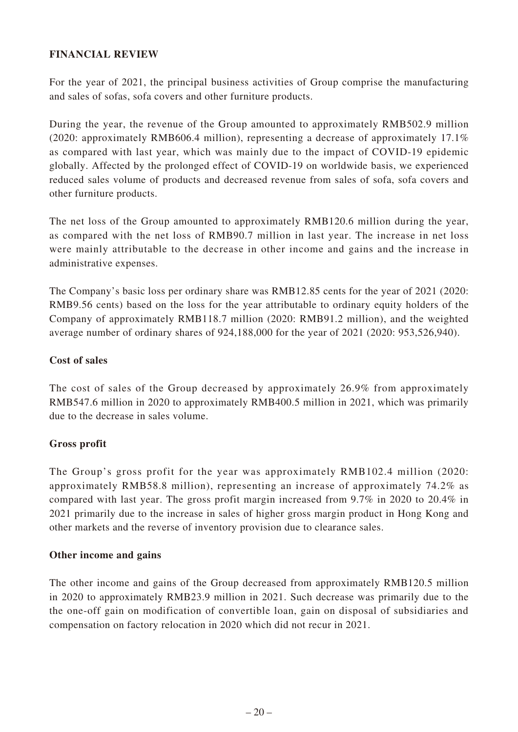## FINANCIAL REVIEW

For the year of 2021, the principal business activities of Group comprise the manufacturing and sales of sofas, sofa covers and other furniture products.

During the year, the revenue of the Group amounted to approximately RMB502.9 million (2020: approximately RMB606.4 million), representing a decrease of approximately 17.1% as compared with last year, which was mainly due to the impact of COVID-19 epidemic globally. Affected by the prolonged effect of COVID-19 on worldwide basis, we experienced reduced sales volume of products and decreased revenue from sales of sofa, sofa covers and other furniture products.

The net loss of the Group amounted to approximately RMB120.6 million during the year, as compared with the net loss of RMB90.7 million in last year. The increase in net loss were mainly attributable to the decrease in other income and gains and the increase in administrative expenses.

The Company's basic loss per ordinary share was RMB12.85 cents for the year of 2021 (2020: RMB9.56 cents) based on the loss for the year attributable to ordinary equity holders of the Company of approximately RMB118.7 million (2020: RMB91.2 million), and the weighted average number of ordinary shares of 924,188,000 for the year of 2021 (2020: 953,526,940).

### Cost of sales

The cost of sales of the Group decreased by approximately 26.9% from approximately RMB547.6 million in 2020 to approximately RMB400.5 million in 2021, which was primarily due to the decrease in sales volume.

### Gross profit

The Group's gross profit for the year was approximately RMB102.4 million (2020: approximately RMB58.8 million), representing an increase of approximately 74.2% as compared with last year. The gross profit margin increased from 9.7% in 2020 to 20.4% in 2021 primarily due to the increase in sales of higher gross margin product in Hong Kong and other markets and the reverse of inventory provision due to clearance sales.

### Other income and gains

The other income and gains of the Group decreased from approximately RMB120.5 million in 2020 to approximately RMB23.9 million in 2021. Such decrease was primarily due to the the one-off gain on modification of convertible loan, gain on disposal of subsidiaries and compensation on factory relocation in 2020 which did not recur in 2021.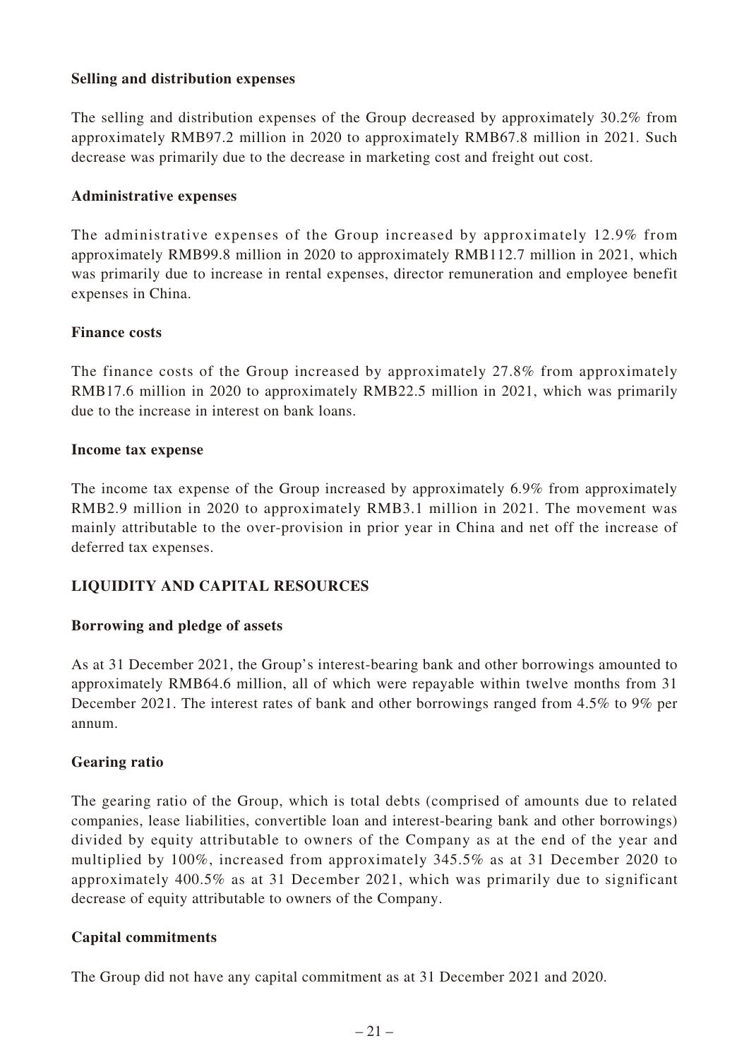**Selling and distribution expenses**

The selling and distribution expenses of the Group decreased by approximately 30.2% from approximately RMB97.2 million in 2020 to approximately RMB67.8 million in 2021. Such decrease was primarily due to the decrease in marketing cost and freight out cost.

**Administrative expenses**

The administrative expenses of the Group increased by approximately 12.9% from approximately RMB99.8 million in 2020 to approximately RMB112.7 million in 2021, which was primarily due to increase in rental expenses, director remuneration and employee benefit expenses in China.

**Finance costs**

The finance costs of the Group increased by approximately 27.8% from approximately RMB17.6 million in 2020 to approximately RMB22.5 million in 2021, which was primarily due to the increase in interest on bank loans.

**Income tax expense**

The income tax expense of the Group increased by approximately 6.9% from approximately RMB2.9 million in 2020 to approximately RMB3.1 million in 2021. The movement was mainly attributable to the over-provision in prior year in China and net off the increase of deferred tax expenses.

## LIQUIDITY AND CAPITAL RESOURCES

**Borrowing and pledge of assets**

As at 31 December 2021, the Group's interest-bearing bank and other borrowings amounted to approximately RMB64.6 million, all of which were repayable within twelve months from 31 December 2021. The interest rates of bank and other borrowings ranged from 4.5% to 9% per annum.

**Gearing ratio**

The gearing ratio of the Group, which is total debts (comprised of amounts due to related companies, lease liabilities, convertible loan and interest-bearing bank and other borrowings) divided by equity attributable to owners of the Company as at the end of the year and multiplied by 100%, increased from approximately 345.5% as at 31 December 2020 to approximately 400.5% as at 31 December 2021, which was primarily due to significant decrease of equity attributable to owners of the Company.

**Capital commitments**

The Group did not have any capital commitment as at 31 December 2021 and 2020.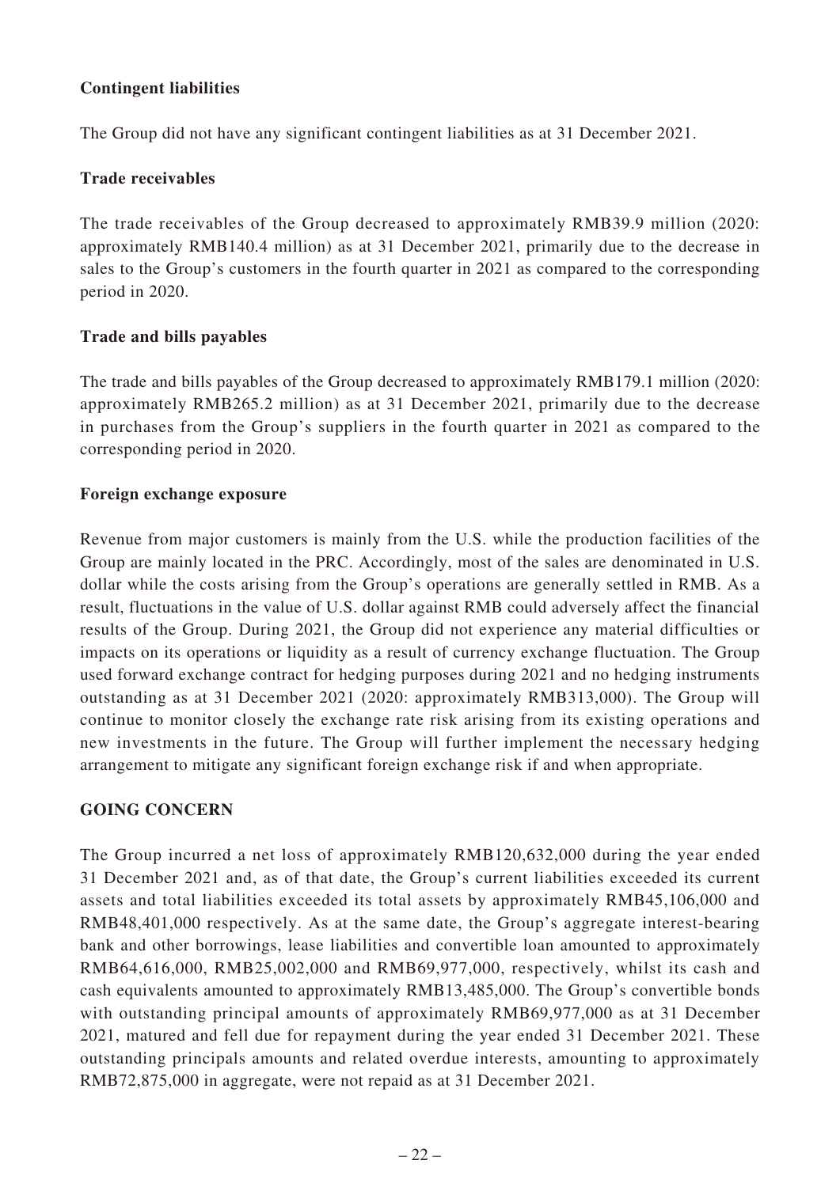**Contingent liabilities**

The Group did not have any significant contingent liabilities as at 31 December 2021.

**Trade receivables**

The trade receivables of the Group decreased to approximately RMB39.9 million (2020: approximately RMB140.4 million) as at 31 December 2021, primarily due to the decrease in sales to the Group's customers in the fourth quarter in 2021 as compared to the corresponding period in 2020.

**Trade and bills payables**

The trade and bills payables of the Group decreased to approximately RMB179.1 million (2020: approximately RMB265.2 million) as at 31 December 2021, primarily due to the decrease in purchases from the Group's suppliers in the fourth quarter in 2021 as compared to the corresponding period in 2020.

**Foreign exchange exposure**

Revenue from major customers is mainly from the U.S. while the production facilities of the Group are mainly located in the PRC. Accordingly, most of the sales are denominated in U.S. dollar while the costs arising from the Group's operations are generally settled in RMB. As a result, fluctuations in the value of U.S. dollar against RMB could adversely affect the financial results of the Group. During 2021, the Group did not experience any material difficulties or impacts on its operations or liquidity as a result of currency exchange fluctuation. The Group used forward exchange contract for hedging purposes during 2021 and no hedging instruments outstanding as at 31 December 2021 (2020: approximately RMB313,000). The Group will continue to monitor closely the exchange rate risk arising from its existing operations and new investments in the future. The Group will further implement the necessary hedging arrangement to mitigate any significant foreign exchange risk if and when appropriate.

## GOING CONCERN

The Group incurred a net loss of approximately RMB120,632,000 during the year ended 31 December 2021 and, as of that date, the Group's current liabilities exceeded its current assets and total liabilities exceeded its total assets by approximately RMB45,106,000 and RMB48,401,000 respectively. As at the same date, the Group's aggregate interest-bearing bank and other borrowings, lease liabilities and convertible loan amounted to approximately RMB64,616,000, RMB25,002,000 and RMB69,977,000, respectively, whilst its cash and cash equivalents amounted to approximately RMB13,485,000. The Group's convertible bonds with outstanding principal amounts of approximately RMB69,977,000 as at 31 December 2021, matured and fell due for repayment during the year ended 31 December 2021. These outstanding principals amounts and related overdue interests, amounting to approximately RMB72,875,000 in aggregate, were not repaid as at 31 December 2021.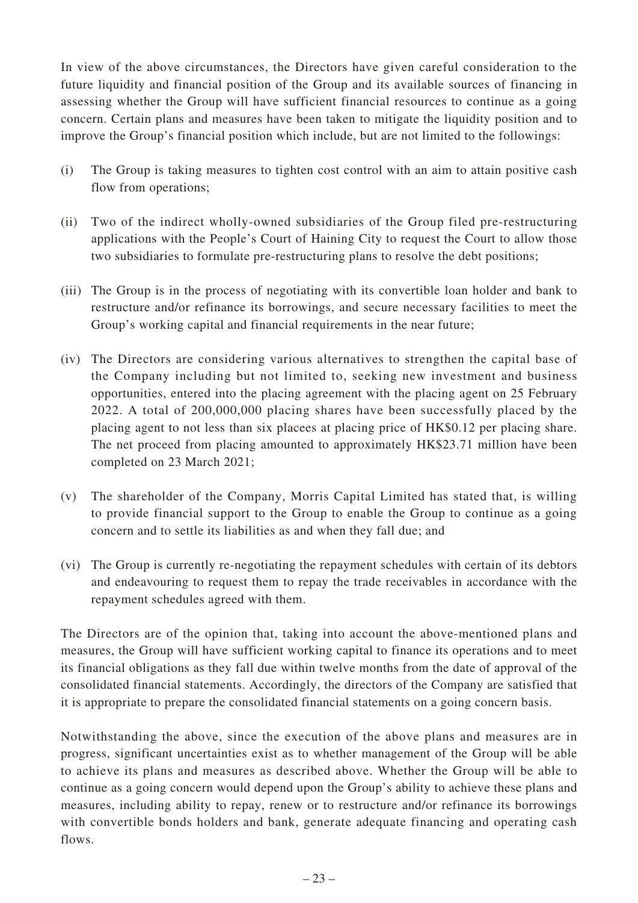In view of the above circumstances, the Directors have given careful consideration to the future liquidity and financial position of the Group and its available sources of financing in assessing whether the Group will have sufficient financial resources to continue as a going concern. Certain plans and measures have been taken to mitigate the liquidity position and to improve the Group's financial position which include, but are not limited to the followings:

(i) The Group is taking measures to tighten cost control with an aim to attain positive cash flow from operations;

(ii) Two of the indirect wholly-owned subsidiaries of the Group filed pre-restructuring applications with the People's Court of Haining City to request the Court to allow those two subsidiaries to formulate pre-restructuring plans to resolve the debt positions;

(iii) The Group is in the process of negotiating with its convertible loan holder and bank to restructure and/or refinance its borrowings, and secure necessary facilities to meet the Group's working capital and financial requirements in the near future;

(iv) The Directors are considering various alternatives to strengthen the capital base of the Company including but not limited to, seeking new investment and business opportunities, entered into the placing agreement with the placing agent on 25 February 2022. A total of 200,000,000 placing shares have been successfully placed by the placing agent to not less than six placees at placing price of HK$0.12 per placing share. The net proceed from placing amounted to approximately HK$23.71 million have been completed on 23 March 2021;

(v) The shareholder of the Company, Morris Capital Limited has stated that, is willing to provide financial support to the Group to enable the Group to continue as a going concern and to settle its liabilities as and when they fall due; and

(vi) The Group is currently re-negotiating the repayment schedules with certain of its debtors and endeavouring to request them to repay the trade receivables in accordance with the repayment schedules agreed with them.

The Directors are of the opinion that, taking into account the above-mentioned plans and measures, the Group will have sufficient working capital to finance its operations and to meet its financial obligations as they fall due within twelve months from the date of approval of the consolidated financial statements. Accordingly, the directors of the Company are satisfied that it is appropriate to prepare the consolidated financial statements on a going concern basis.

Notwithstanding the above, since the execution of the above plans and measures are in progress, significant uncertainties exist as to whether management of the Group will be able to achieve its plans and measures as described above. Whether the Group will be able to continue as a going concern would depend upon the Group's ability to achieve these plans and measures, including ability to repay, renew or to restructure and/or refinance its borrowings with convertible bonds holders and bank, generate adequate financing and operating cash flows.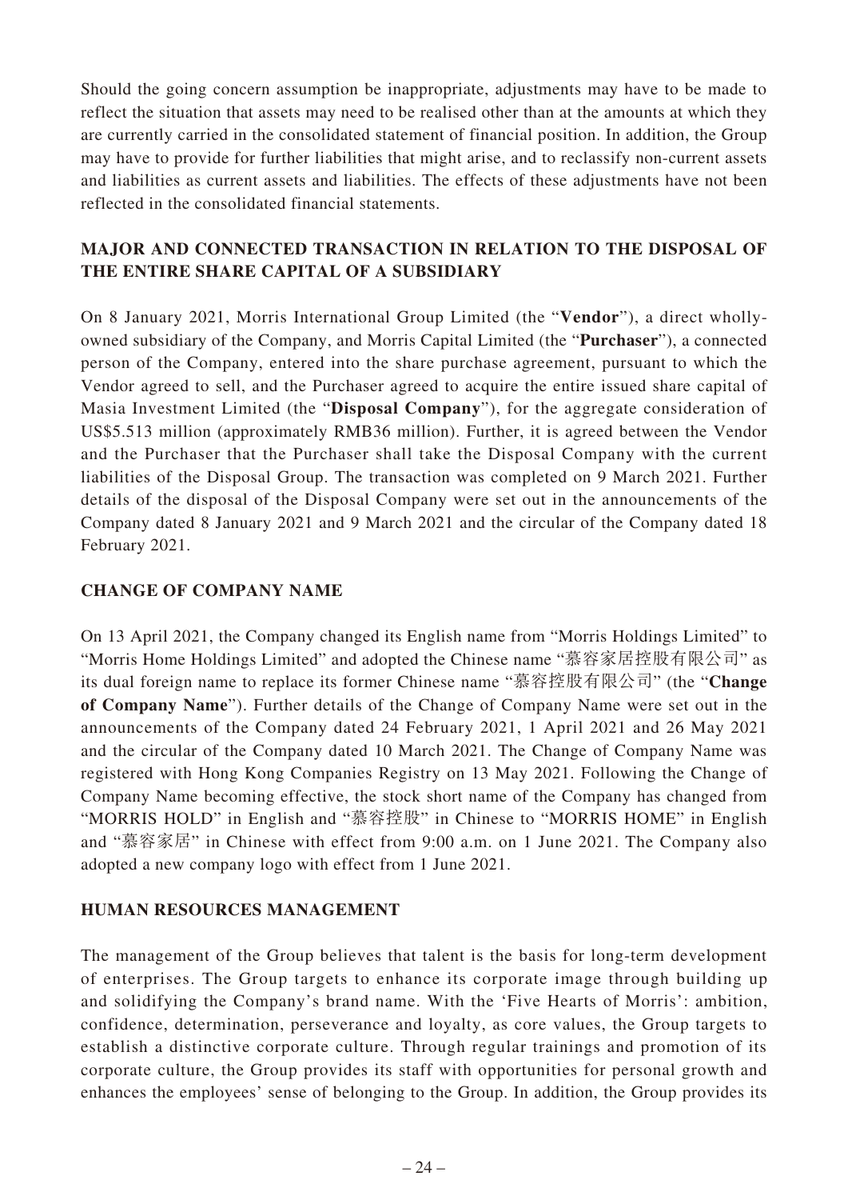Should the going concern assumption be inappropriate, adjustments may have to be made to reflect the situation that assets may need to be realised other than at the amounts at which they are currently carried in the consolidated statement of financial position. In addition, the Group may have to provide for further liabilities that might arise, and to reclassify non-current assets and liabilities as current assets and liabilities. The effects of these adjustments have not been reflected in the consolidated financial statements.

## MAJOR AND CONNECTED TRANSACTION IN RELATION TO THE DISPOSAL OF THE ENTIRE SHARE CAPITAL OF A SUBSIDIARY

On 8 January 2021, Morris International Group Limited (the "**Vendor**"), a direct wholly-owned subsidiary of the Company, and Morris Capital Limited (the "**Purchaser**"), a connected person of the Company, entered into the share purchase agreement, pursuant to which the Vendor agreed to sell, and the Purchaser agreed to acquire the entire issued share capital of Masia Investment Limited (the "**Disposal Company**"), for the aggregate consideration of US$5.513 million (approximately RMB36 million). Further, it is agreed between the Vendor and the Purchaser that the Purchaser shall take the Disposal Company with the current liabilities of the Disposal Group. The transaction was completed on 9 March 2021. Further details of the disposal of the Disposal Company were set out in the announcements of the Company dated 8 January 2021 and 9 March 2021 and the circular of the Company dated 18 February 2021.

## CHANGE OF COMPANY NAME

On 13 April 2021, the Company changed its English name from "Morris Holdings Limited" to "Morris Home Holdings Limited" and adopted the Chinese name "慕容家居控股有限公司" as its dual foreign name to replace its former Chinese name "慕容控股有限公司" (the "**Change of Company Name**"). Further details of the Change of Company Name were set out in the announcements of the Company dated 24 February 2021, 1 April 2021 and 26 May 2021 and the circular of the Company dated 10 March 2021. The Change of Company Name was registered with Hong Kong Companies Registry on 13 May 2021. Following the Change of Company Name becoming effective, the stock short name of the Company has changed from "MORRIS HOLD" in English and "慕容控股" in Chinese to "MORRIS HOME" in English and "慕容家居" in Chinese with effect from 9:00 a.m. on 1 June 2021. The Company also adopted a new company logo with effect from 1 June 2021.

## HUMAN RESOURCES MANAGEMENT

The management of the Group believes that talent is the basis for long-term development of enterprises. The Group targets to enhance its corporate image through building up and solidifying the Company's brand name. With the 'Five Hearts of Morris': ambition, confidence, determination, perseverance and loyalty, as core values, the Group targets to establish a distinctive corporate culture. Through regular trainings and promotion of its corporate culture, the Group provides its staff with opportunities for personal growth and enhances the employees' sense of belonging to the Group. In addition, the Group provides its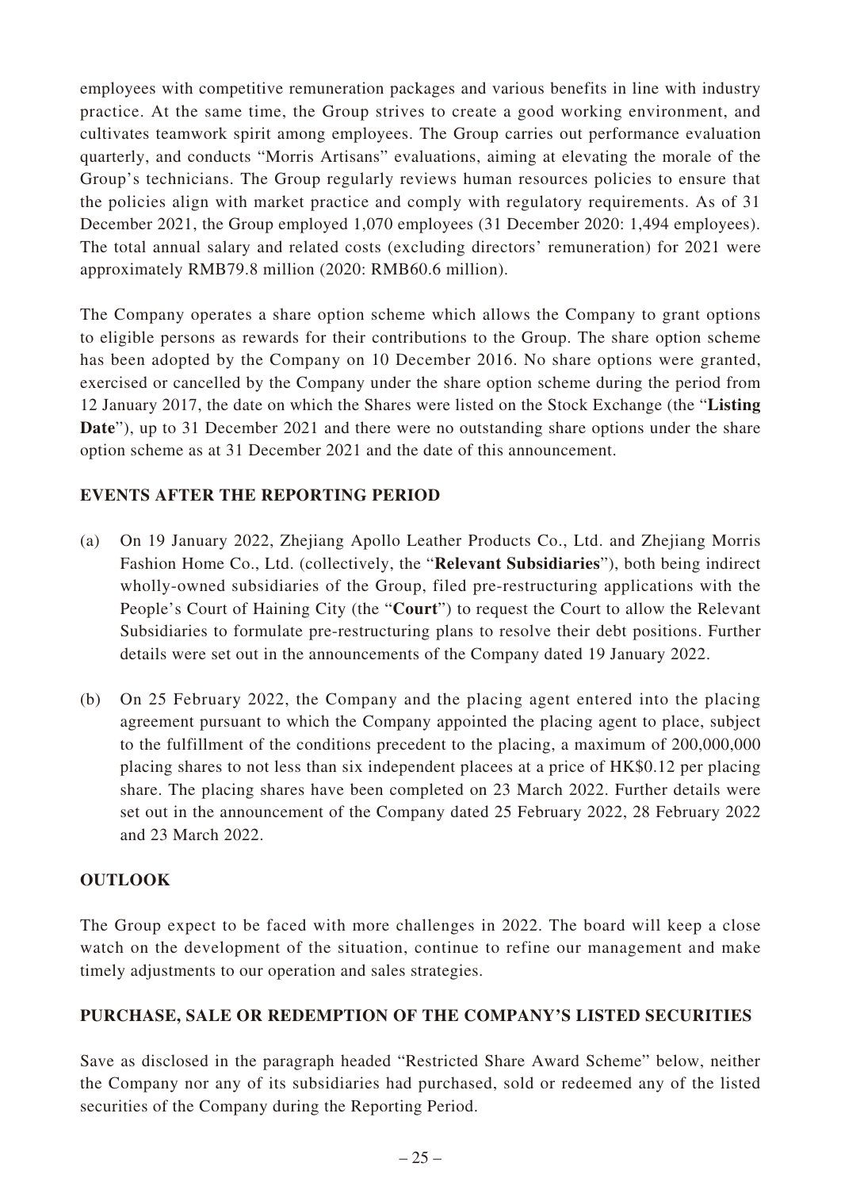employees with competitive remuneration packages and various benefits in line with industry practice. At the same time, the Group strives to create a good working environment, and cultivates teamwork spirit among employees. The Group carries out performance evaluation quarterly, and conducts "Morris Artisans" evaluations, aiming at elevating the morale of the Group's technicians. The Group regularly reviews human resources policies to ensure that the policies align with market practice and comply with regulatory requirements. As of 31 December 2021, the Group employed 1,070 employees (31 December 2020: 1,494 employees). The total annual salary and related costs (excluding directors' remuneration) for 2021 were approximately RMB79.8 million (2020: RMB60.6 million).

The Company operates a share option scheme which allows the Company to grant options to eligible persons as rewards for their contributions to the Group. The share option scheme has been adopted by the Company on 10 December 2016. No share options were granted, exercised or cancelled by the Company under the share option scheme during the period from 12 January 2017, the date on which the Shares were listed on the Stock Exchange (the "**Listing Date**"), up to 31 December 2021 and there were no outstanding share options under the share option scheme as at 31 December 2021 and the date of this announcement.

## EVENTS AFTER THE REPORTING PERIOD

(a) On 19 January 2022, Zhejiang Apollo Leather Products Co., Ltd. and Zhejiang Morris Fashion Home Co., Ltd. (collectively, the "**Relevant Subsidiaries**"), both being indirect wholly-owned subsidiaries of the Group, filed pre-restructuring applications with the People's Court of Haining City (the "**Court**") to request the Court to allow the Relevant Subsidiaries to formulate pre-restructuring plans to resolve their debt positions. Further details were set out in the announcements of the Company dated 19 January 2022.

(b) On 25 February 2022, the Company and the placing agent entered into the placing agreement pursuant to which the Company appointed the placing agent to place, subject to the fulfillment of the conditions precedent to the placing, a maximum of 200,000,000 placing shares to not less than six independent placees at a price of HK$0.12 per placing share. The placing shares have been completed on 23 March 2022. Further details were set out in the announcement of the Company dated 25 February 2022, 28 February 2022 and 23 March 2022.

## OUTLOOK

The Group expect to be faced with more challenges in 2022. The board will keep a close watch on the development of the situation, continue to refine our management and make timely adjustments to our operation and sales strategies.

## PURCHASE, SALE OR REDEMPTION OF THE COMPANY'S LISTED SECURITIES

Save as disclosed in the paragraph headed "Restricted Share Award Scheme" below, neither the Company nor any of its subsidiaries had purchased, sold or redeemed any of the listed securities of the Company during the Reporting Period.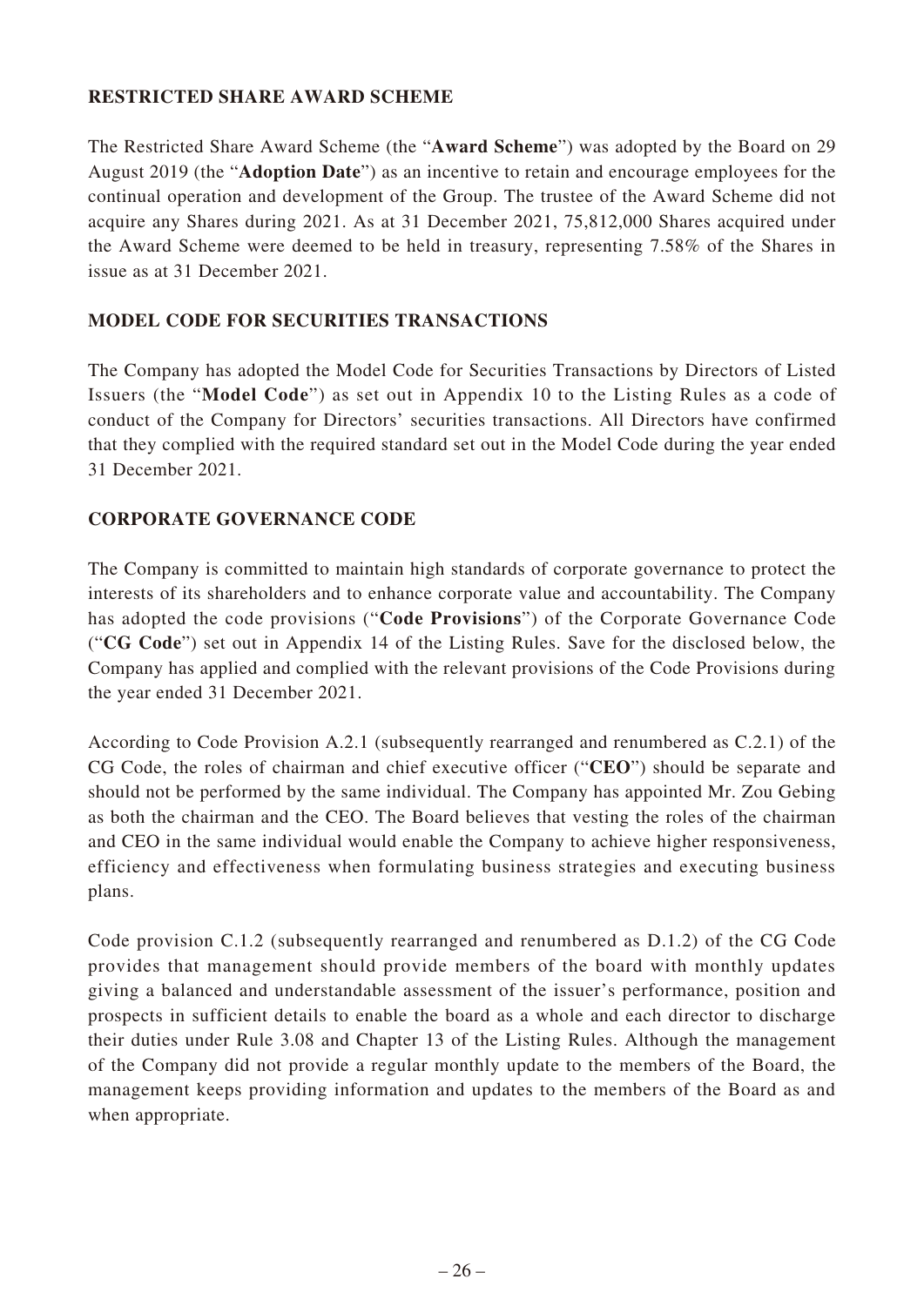## RESTRICTED SHARE AWARD SCHEME

The Restricted Share Award Scheme (the "**Award Scheme**") was adopted by the Board on 29 August 2019 (the "**Adoption Date**") as an incentive to retain and encourage employees for the continual operation and development of the Group. The trustee of the Award Scheme did not acquire any Shares during 2021. As at 31 December 2021, 75,812,000 Shares acquired under the Award Scheme were deemed to be held in treasury, representing 7.58% of the Shares in issue as at 31 December 2021.

## MODEL CODE FOR SECURITIES TRANSACTIONS

The Company has adopted the Model Code for Securities Transactions by Directors of Listed Issuers (the "**Model Code**") as set out in Appendix 10 to the Listing Rules as a code of conduct of the Company for Directors' securities transactions. All Directors have confirmed that they complied with the required standard set out in the Model Code during the year ended 31 December 2021.

## CORPORATE GOVERNANCE CODE

The Company is committed to maintain high standards of corporate governance to protect the interests of its shareholders and to enhance corporate value and accountability. The Company has adopted the code provisions ("**Code Provisions**") of the Corporate Governance Code ("**CG Code**") set out in Appendix 14 of the Listing Rules. Save for the disclosed below, the Company has applied and complied with the relevant provisions of the Code Provisions during the year ended 31 December 2021.

According to Code Provision A.2.1 (subsequently rearranged and renumbered as C.2.1) of the CG Code, the roles of chairman and chief executive officer ("**CEO**") should be separate and should not be performed by the same individual. The Company has appointed Mr. Zou Gebing as both the chairman and the CEO. The Board believes that vesting the roles of the chairman and CEO in the same individual would enable the Company to achieve higher responsiveness, efficiency and effectiveness when formulating business strategies and executing business plans.

Code provision C.1.2 (subsequently rearranged and renumbered as D.1.2) of the CG Code provides that management should provide members of the board with monthly updates giving a balanced and understandable assessment of the issuer's performance, position and prospects in sufficient details to enable the board as a whole and each director to discharge their duties under Rule 3.08 and Chapter 13 of the Listing Rules. Although the management of the Company did not provide a regular monthly update to the members of the Board, the management keeps providing information and updates to the members of the Board as and when appropriate.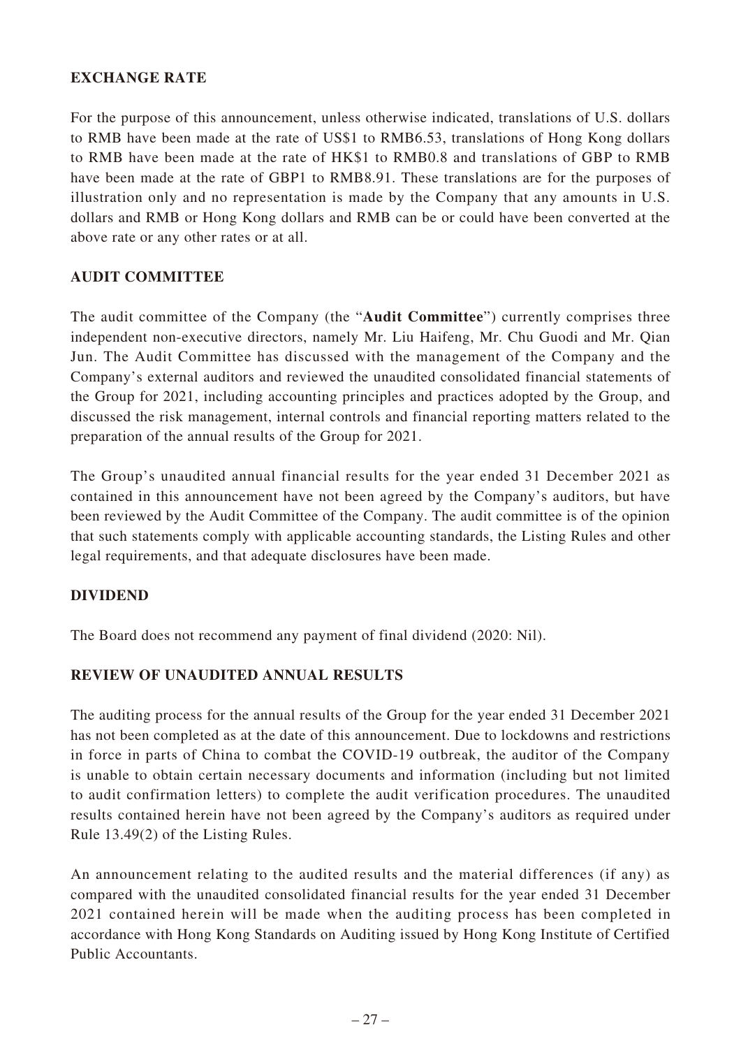## EXCHANGE RATE

For the purpose of this announcement, unless otherwise indicated, translations of U.S. dollars to RMB have been made at the rate of US$1 to RMB6.53, translations of Hong Kong dollars to RMB have been made at the rate of HK$1 to RMB0.8 and translations of GBP to RMB have been made at the rate of GBP1 to RMB8.91. These translations are for the purposes of illustration only and no representation is made by the Company that any amounts in U.S. dollars and RMB or Hong Kong dollars and RMB can be or could have been converted at the above rate or any other rates or at all.

## AUDIT COMMITTEE

The audit committee of the Company (the "**Audit Committee**") currently comprises three independent non-executive directors, namely Mr. Liu Haifeng, Mr. Chu Guodi and Mr. Qian Jun. The Audit Committee has discussed with the management of the Company and the Company's external auditors and reviewed the unaudited consolidated financial statements of the Group for 2021, including accounting principles and practices adopted by the Group, and discussed the risk management, internal controls and financial reporting matters related to the preparation of the annual results of the Group for 2021.

The Group's unaudited annual financial results for the year ended 31 December 2021 as contained in this announcement have not been agreed by the Company's auditors, but have been reviewed by the Audit Committee of the Company. The audit committee is of the opinion that such statements comply with applicable accounting standards, the Listing Rules and other legal requirements, and that adequate disclosures have been made.

## DIVIDEND

The Board does not recommend any payment of final dividend (2020: Nil).

## REVIEW OF UNAUDITED ANNUAL RESULTS

The auditing process for the annual results of the Group for the year ended 31 December 2021 has not been completed as at the date of this announcement. Due to lockdowns and restrictions in force in parts of China to combat the COVID-19 outbreak, the auditor of the Company is unable to obtain certain necessary documents and information (including but not limited to audit confirmation letters) to complete the audit verification procedures. The unaudited results contained herein have not been agreed by the Company's auditors as required under Rule 13.49(2) of the Listing Rules.

An announcement relating to the audited results and the material differences (if any) as compared with the unaudited consolidated financial results for the year ended 31 December 2021 contained herein will be made when the auditing process has been completed in accordance with Hong Kong Standards on Auditing issued by Hong Kong Institute of Certified Public Accountants.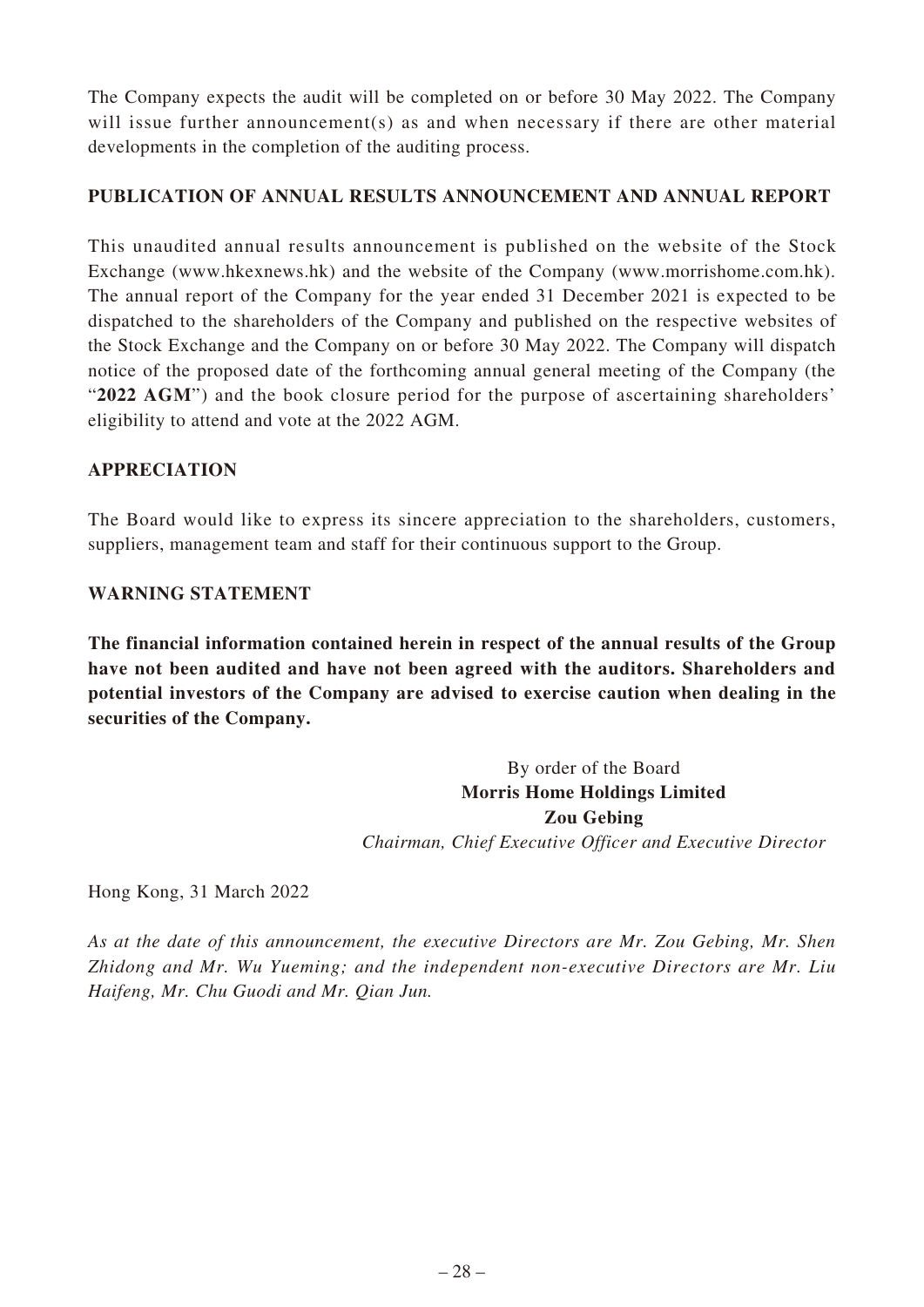The Company expects the audit will be completed on or before 30 May 2022. The Company will issue further announcement(s) as and when necessary if there are other material developments in the completion of the auditing process.

**PUBLICATION OF ANNUAL RESULTS ANNOUNCEMENT AND ANNUAL REPORT**

This unaudited annual results announcement is published on the website of the Stock Exchange (www.hkexnews.hk) and the website of the Company (www.morrishome.com.hk). The annual report of the Company for the year ended 31 December 2021 is expected to be dispatched to the shareholders of the Company and published on the respective websites of the Stock Exchange and the Company on or before 30 May 2022. The Company will dispatch notice of the proposed date of the forthcoming annual general meeting of the Company (the "**2022 AGM**") and the book closure period for the purpose of ascertaining shareholders' eligibility to attend and vote at the 2022 AGM.

**APPRECIATION**

The Board would like to express its sincere appreciation to the shareholders, customers, suppliers, management team and staff for their continuous support to the Group.

**WARNING STATEMENT**

**The financial information contained herein in respect of the annual results of the Group have not been audited and have not been agreed with the auditors. Shareholders and potential investors of the Company are advised to exercise caution when dealing in the securities of the Company.**

By order of the Board
**Morris Home Holdings Limited**
**Zou Gebing**
*Chairman, Chief Executive Officer and Executive Director*

Hong Kong, 31 March 2022

*As at the date of this announcement, the executive Directors are Mr. Zou Gebing, Mr. Shen Zhidong and Mr. Wu Yueming; and the independent non-executive Directors are Mr. Liu Haifeng, Mr. Chu Guodi and Mr. Qian Jun.*